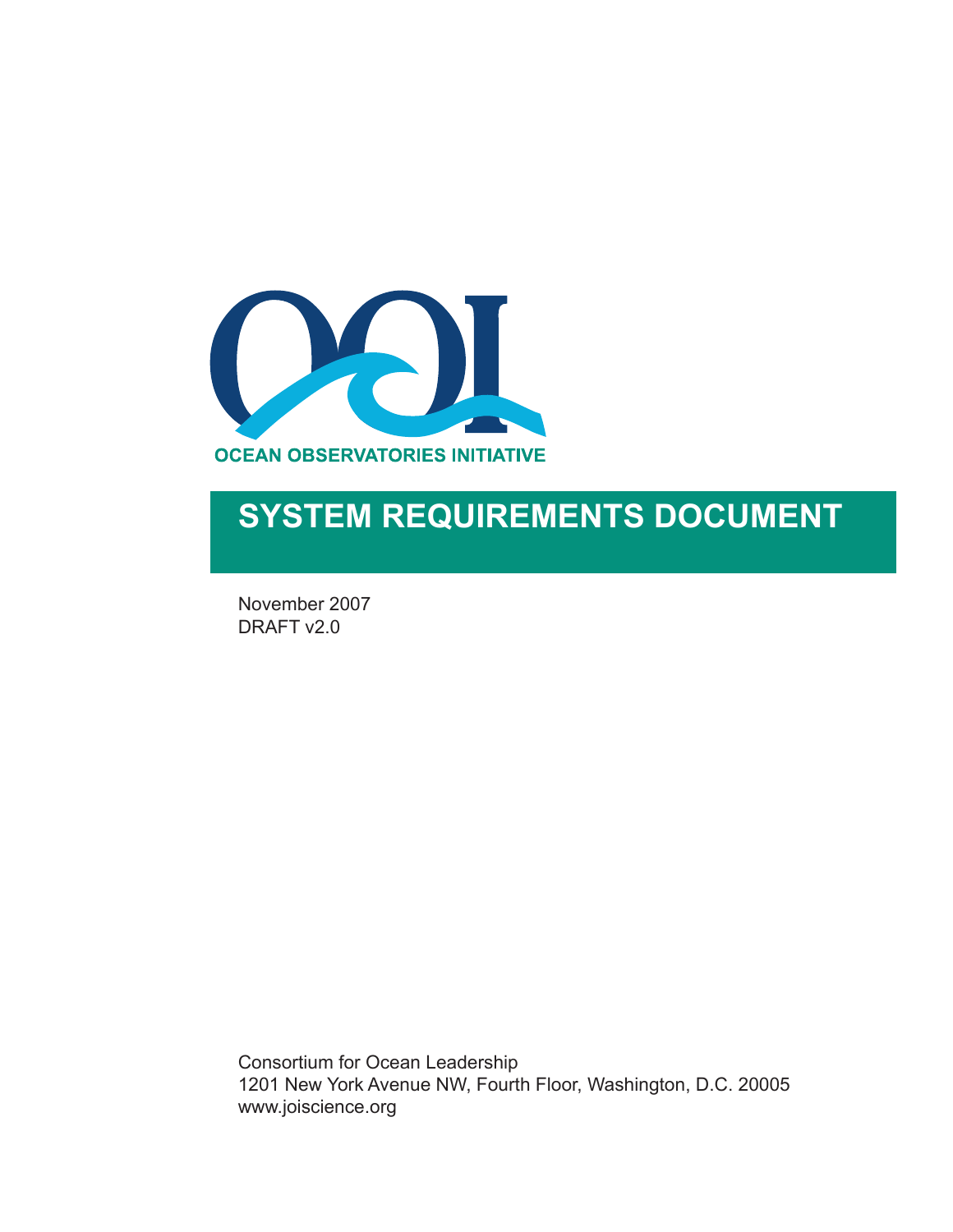OCEAN OBSERVATORIES INITIATIVE

# SYSTEM REQUIREMENTS DOCUMENT

November 2007
DRAFT v2.0

Consortium for Ocean Leadership
1201 New York Avenue NW, Fourth Floor, Washington, D.C. 20005
www.joiscience.org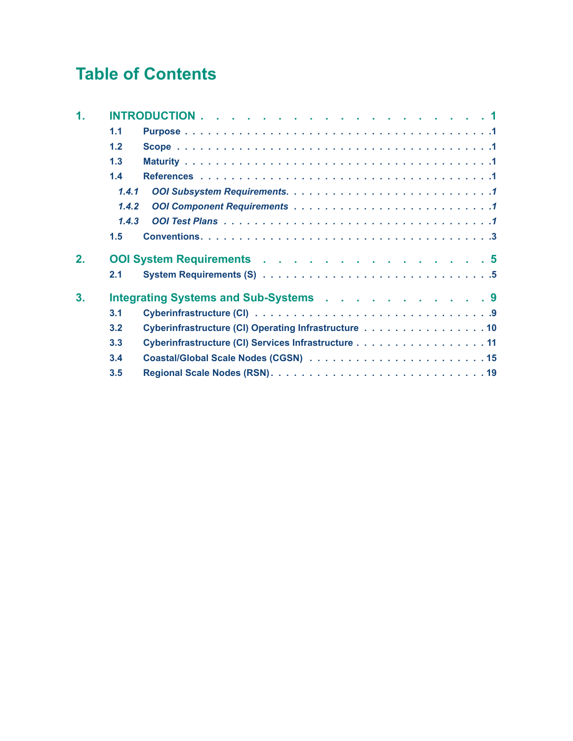# Table of Contents

**1. INTRODUCTION** . . . . . . . . . . . . . . . . . . . . . 1

- **1.1 Purpose** . . . . . . . . . . . . . . . . . . . . . . . . . 1
- **1.2 Scope** . . . . . . . . . . . . . . . . . . . . . . . . . . 1
- **1.3 Maturity** . . . . . . . . . . . . . . . . . . . . . . . . . 1
- **1.4 References** . . . . . . . . . . . . . . . . . . . . . . . 1
  - ***1.4.1 OOI Subsystem Requirements*** . . . . . . . . . . . . . 1
  - ***1.4.2 OOI Component Requirements*** . . . . . . . . . . . . 1
  - ***1.4.3 OOI Test Plans*** . . . . . . . . . . . . . . . . . . . 1
- **1.5 Conventions** . . . . . . . . . . . . . . . . . . . . . . 3

**2. OOI System Requirements** . . . . . . . . . . . . . . . . . 5

- **2.1 System Requirements (S)** . . . . . . . . . . . . . . . . 5

**3. Integrating Systems and Sub-Systems** . . . . . . . . . . . 9

- **3.1 Cyberinfrastructure (CI)** . . . . . . . . . . . . . . . . 9
- **3.2 Cyberinfrastructure (CI) Operating Infrastructure** . . . . 10
- **3.3 Cyberinfrastructure (CI) Services Infrastructure** . . . . . 11
- **3.4 Coastal/Global Scale Nodes (CGSN)** . . . . . . . . . . . 15
- **3.5 Regional Scale Nodes (RSN)** . . . . . . . . . . . . . . . 19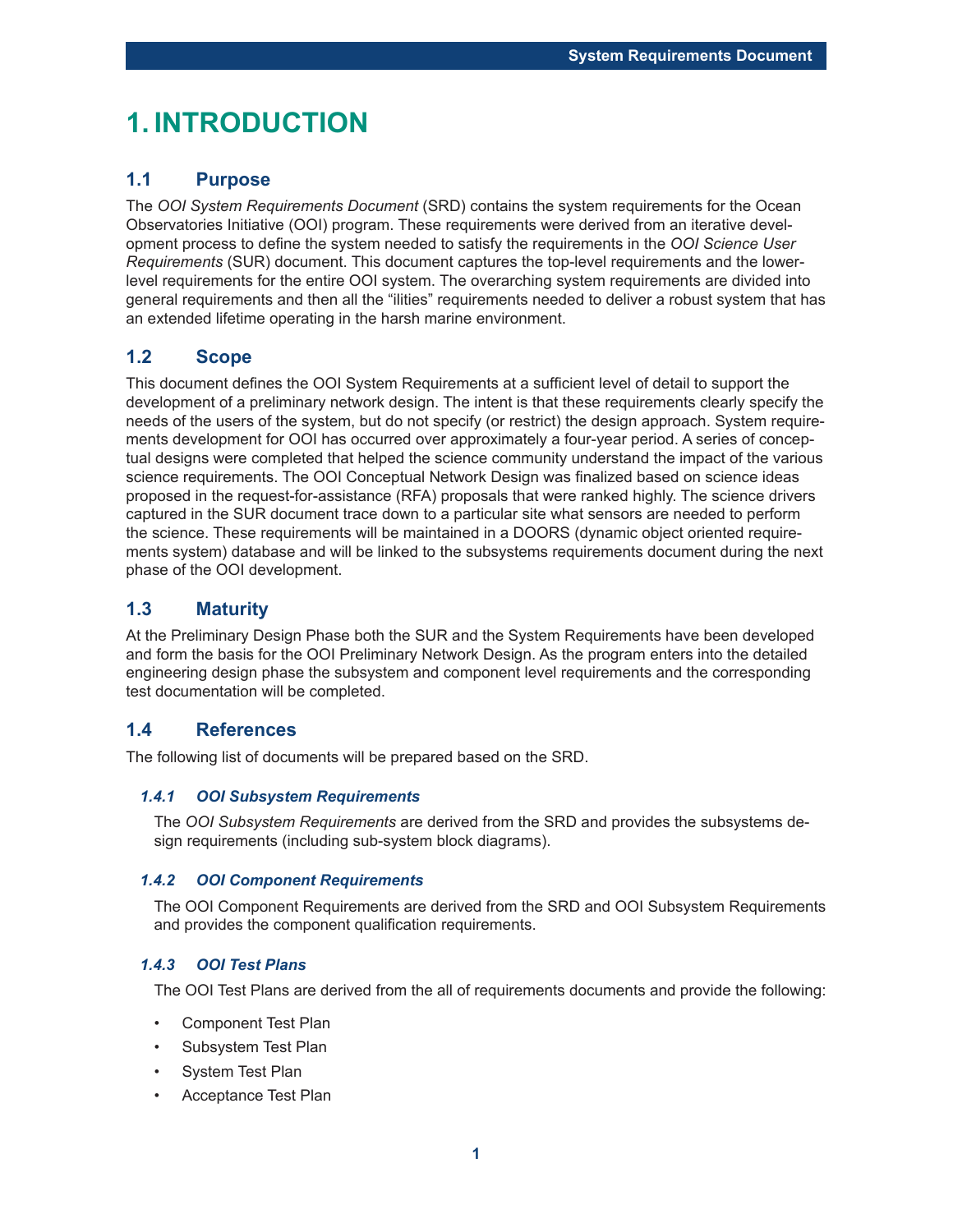# 1. INTRODUCTION

## 1.1 Purpose

The *OOI System Requirements Document* (SRD) contains the system requirements for the Ocean Observatories Initiative (OOI) program. These requirements were derived from an iterative development process to define the system needed to satisfy the requirements in the *OOI Science User Requirements* (SUR) document. This document captures the top-level requirements and the lower-level requirements for the entire OOI system. The overarching system requirements are divided into general requirements and then all the "ilities" requirements needed to deliver a robust system that has an extended lifetime operating in the harsh marine environment.

## 1.2 Scope

This document defines the OOI System Requirements at a sufficient level of detail to support the development of a preliminary network design. The intent is that these requirements clearly specify the needs of the users of the system, but do not specify (or restrict) the design approach. System requirements development for OOI has occurred over approximately a four-year period. A series of conceptual designs were completed that helped the science community understand the impact of the various science requirements. The OOI Conceptual Network Design was finalized based on science ideas proposed in the request-for-assistance (RFA) proposals that were ranked highly. The science drivers captured in the SUR document trace down to a particular site what sensors are needed to perform the science. These requirements will be maintained in a DOORS (dynamic object oriented requirements system) database and will be linked to the subsystems requirements document during the next phase of the OOI development.

## 1.3 Maturity

At the Preliminary Design Phase both the SUR and the System Requirements have been developed and form the basis for the OOI Preliminary Network Design. As the program enters into the detailed engineering design phase the subsystem and component level requirements and the corresponding test documentation will be completed.

## 1.4 References

The following list of documents will be prepared based on the SRD.

### *1.4.1 OOI Subsystem Requirements*

The *OOI Subsystem Requirements* are derived from the SRD and provides the subsystems design requirements (including sub-system block diagrams).

### *1.4.2 OOI Component Requirements*

The OOI Component Requirements are derived from the SRD and OOI Subsystem Requirements and provides the component qualification requirements.

### *1.4.3 OOI Test Plans*

The OOI Test Plans are derived from the all of requirements documents and provide the following:

- Component Test Plan
- Subsystem Test Plan
- System Test Plan
- Acceptance Test Plan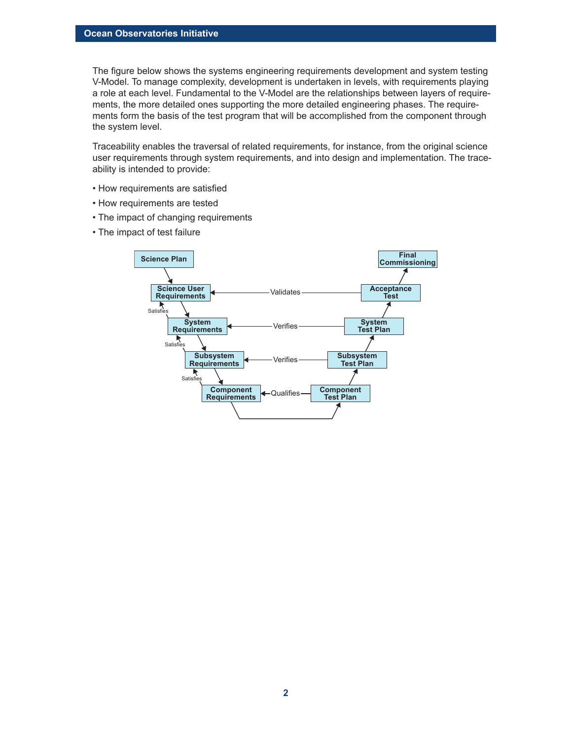The figure below shows the systems engineering requirements development and system testing V-Model. To manage complexity, development is undertaken in levels, with requirements playing a role at each level. Fundamental to the V-Model are the relationships between layers of requirements, the more detailed ones supporting the more detailed engineering phases. The requirements form the basis of the test program that will be accomplished from the component through the system level.

Traceability enables the traversal of related requirements, for instance, from the original science user requirements through system requirements, and into design and implementation. The traceability is intended to provide:

- How requirements are satisfied
- How requirements are tested
- The impact of changing requirements
- The impact of test failure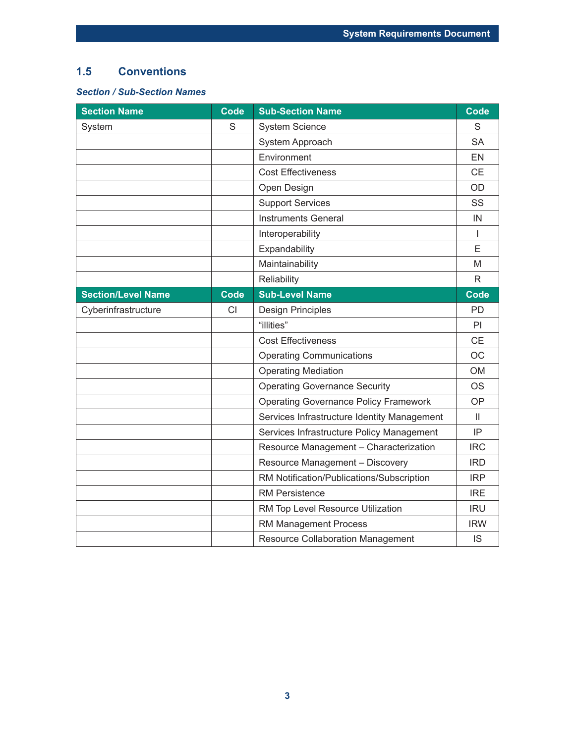## 1.5 Conventions

***Section / Sub-Section Names***

| Section Name | Code | Sub-Section Name | Code |
|---|---|---|---|
| System | S | System Science | S |
| | | System Approach | SA |
| | | Environment | EN |
| | | Cost Effectiveness | CE |
| | | Open Design | OD |
| | | Support Services | SS |
| | | Instruments General | IN |
| | | Interoperability | I |
| | | Expandability | E |
| | | Maintainability | M |
| | | Reliability | R |
| **Section/Level Name** | **Code** | **Sub-Level Name** | **Code** |
| Cyberinfrastructure | CI | Design Principles | PD |
| | | "illities" | PI |
| | | Cost Effectiveness | CE |
| | | Operating Communications | OC |
| | | Operating Mediation | OM |
| | | Operating Governance Security | OS |
| | | Operating Governance Policy Framework | OP |
| | | Services Infrastructure Identity Management | II |
| | | Services Infrastructure Policy Management | IP |
| | | Resource Management – Characterization | IRC |
| | | Resource Management – Discovery | IRD |
| | | RM Notification/Publications/Subscription | IRP |
| | | RM Persistence | IRE |
| | | RM Top Level Resource Utilization | IRU |
| | | RM Management Process | IRW |
| | | Resource Collaboration Management | IS |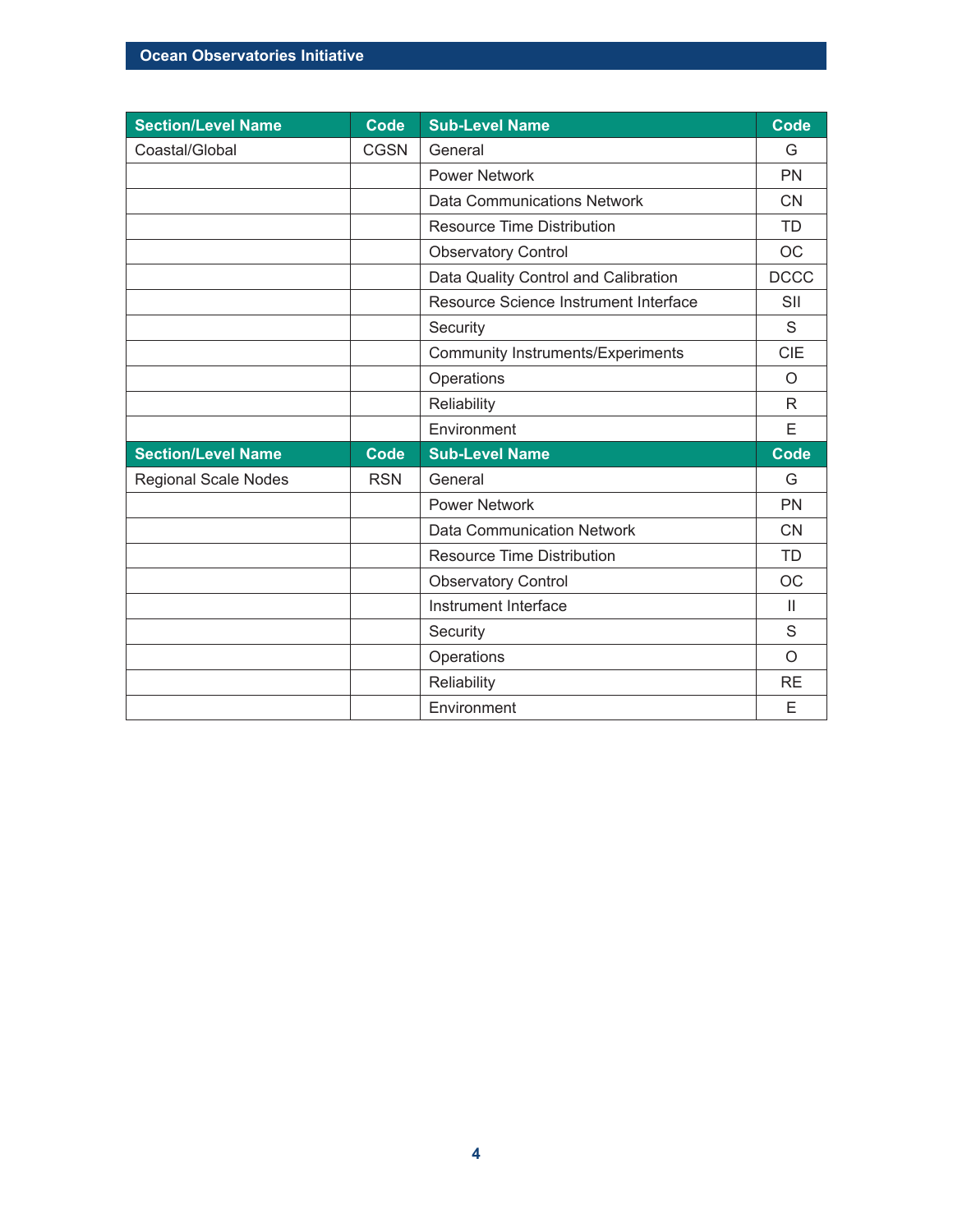| Section/Level Name | Code | Sub-Level Name | Code |
|---|---|---|---|
| Coastal/Global | CGSN | General | G |
| | | Power Network | PN |
| | | Data Communications Network | CN |
| | | Resource Time Distribution | TD |
| | | Observatory Control | OC |
| | | Data Quality Control and Calibration | DCCC |
| | | Resource Science Instrument Interface | SII |
| | | Security | S |
| | | Community Instruments/Experiments | CIE |
| | | Operations | O |
| | | Reliability | R |
| | | Environment | E |
| **Section/Level Name** | **Code** | **Sub-Level Name** | **Code** |
| Regional Scale Nodes | RSN | General | G |
| | | Power Network | PN |
| | | Data Communication Network | CN |
| | | Resource Time Distribution | TD |
| | | Observatory Control | OC |
| | | Instrument Interface | II |
| | | Security | S |
| | | Operations | O |
| | | Reliability | RE |
| | | Environment | E |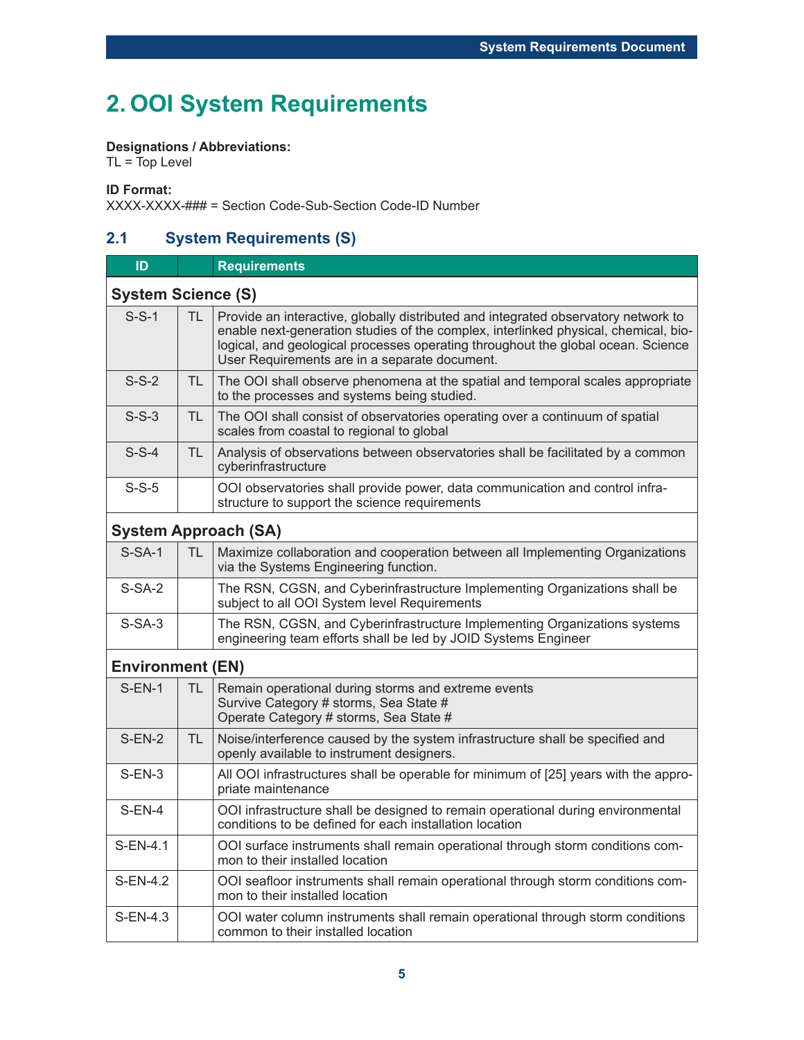# 2. OOI System Requirements

**Designations / Abbreviations:**
TL = Top Level

**ID Format:**
XXXX-XXXX-### = Section Code-Sub-Section Code-ID Number

## 2.1 System Requirements (S)

| ID | | Requirements |
|---|---|---|
| **System Science (S)** | | |
| S-S-1 | TL | Provide an interactive, globally distributed and integrated observatory network to enable next-generation studies of the complex, interlinked physical, chemical, biological, and geological processes operating throughout the global ocean. Science User Requirements are in a separate document. |
| S-S-2 | TL | The OOI shall observe phenomena at the spatial and temporal scales appropriate to the processes and systems being studied. |
| S-S-3 | TL | The OOI shall consist of observatories operating over a continuum of spatial scales from coastal to regional to global |
| S-S-4 | TL | Analysis of observations between observatories shall be facilitated by a common cyberinfrastructure |
| S-S-5 | | OOI observatories shall provide power, data communication and control infrastructure to support the science requirements |
| **System Approach (SA)** | | |
| S-SA-1 | TL | Maximize collaboration and cooperation between all Implementing Organizations via the Systems Engineering function. |
| S-SA-2 | | The RSN, CGSN, and Cyberinfrastructure Implementing Organizations shall be subject to all OOI System level Requirements |
| S-SA-3 | | The RSN, CGSN, and Cyberinfrastructure Implementing Organizations systems engineering team efforts shall be led by JOID Systems Engineer |
| **Environment (EN)** | | |
| S-EN-1 | TL | Remain operational during storms and extreme events<br>Survive Category # storms, Sea State #<br>Operate Category # storms, Sea State # |
| S-EN-2 | TL | Noise/interference caused by the system infrastructure shall be specified and openly available to instrument designers. |
| S-EN-3 | | All OOI infrastructures shall be operable for minimum of [25] years with the appropriate maintenance |
| S-EN-4 | | OOI infrastructure shall be designed to remain operational during environmental conditions to be defined for each installation location |
| S-EN-4.1 | | OOI surface instruments shall remain operational through storm conditions common to their installed location |
| S-EN-4.2 | | OOI seafloor instruments shall remain operational through storm conditions common to their installed location |
| S-EN-4.3 | | OOI water column instruments shall remain operational through storm conditions common to their installed location |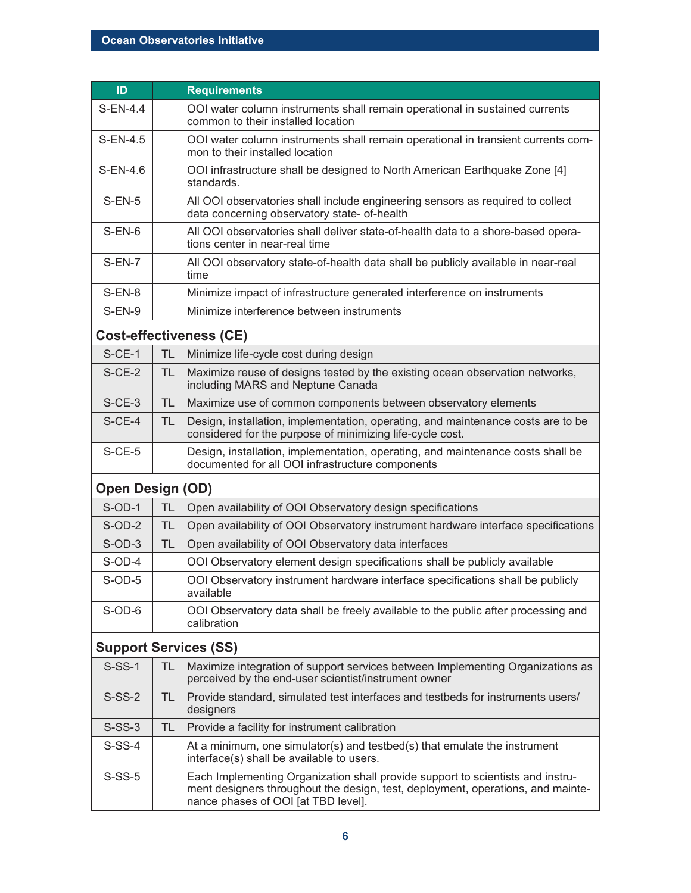| ID | | Requirements |
|---|---|---|
| S-EN-4.4 | | OOI water column instruments shall remain operational in sustained currents common to their installed location |
| S-EN-4.5 | | OOI water column instruments shall remain operational in transient currents common to their installed location |
| S-EN-4.6 | | OOI infrastructure shall be designed to North American Earthquake Zone [4] standards. |
| S-EN-5 | | All OOI observatories shall include engineering sensors as required to collect data concerning observatory state- of-health |
| S-EN-6 | | All OOI observatories shall deliver state-of-health data to a shore-based operations center in near-real time |
| S-EN-7 | | All OOI observatory state-of-health data shall be publicly available in near-real time |
| S-EN-8 | | Minimize impact of infrastructure generated interference on instruments |
| S-EN-9 | | Minimize interference between instruments |
| **Cost-effectiveness (CE)** | | |
| S-CE-1 | TL | Minimize life-cycle cost during design |
| S-CE-2 | TL | Maximize reuse of designs tested by the existing ocean observation networks, including MARS and Neptune Canada |
| S-CE-3 | TL | Maximize use of common components between observatory elements |
| S-CE-4 | TL | Design, installation, implementation, operating, and maintenance costs are to be considered for the purpose of minimizing life-cycle cost. |
| S-CE-5 | | Design, installation, implementation, operating, and maintenance costs shall be documented for all OOI infrastructure components |
| **Open Design (OD)** | | |
| S-OD-1 | TL | Open availability of OOI Observatory design specifications |
| S-OD-2 | TL | Open availability of OOI Observatory instrument hardware interface specifications |
| S-OD-3 | TL | Open availability of OOI Observatory data interfaces |
| S-OD-4 | | OOI Observatory element design specifications shall be publicly available |
| S-OD-5 | | OOI Observatory instrument hardware interface specifications shall be publicly available |
| S-OD-6 | | OOI Observatory data shall be freely available to the public after processing and calibration |
| **Support Services (SS)** | | |
| S-SS-1 | TL | Maximize integration of support services between Implementing Organizations as perceived by the end-user scientist/instrument owner |
| S-SS-2 | TL | Provide standard, simulated test interfaces and testbeds for instruments users/designers |
| S-SS-3 | TL | Provide a facility for instrument calibration |
| S-SS-4 | | At a minimum, one simulator(s) and testbed(s) that emulate the instrument interface(s) shall be available to users. |
| S-SS-5 | | Each Implementing Organization shall provide support to scientists and instrument designers throughout the design, test, deployment, operations, and maintenance phases of OOI [at TBD level]. |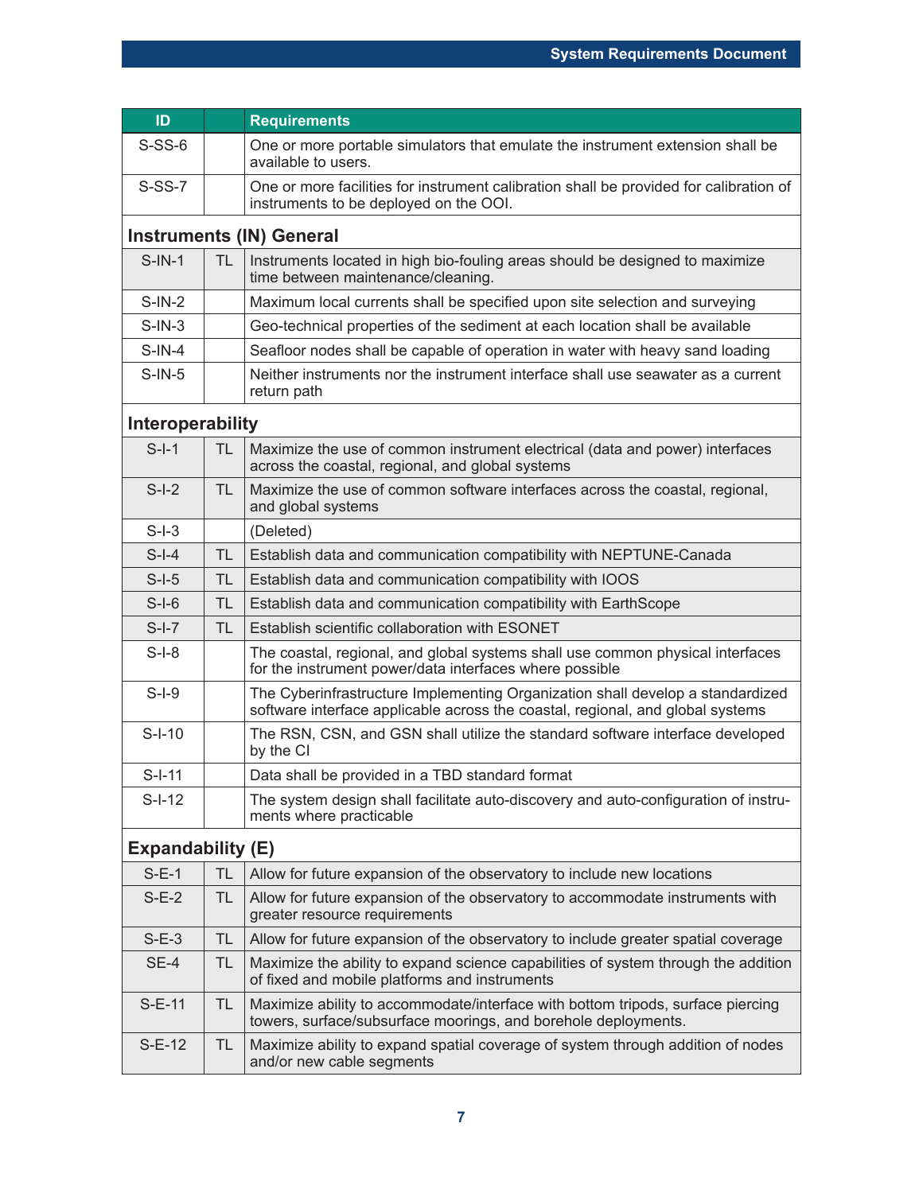| ID | | Requirements |
|---|---|---|
| S-SS-6 | | One or more portable simulators that emulate the instrument extension shall be available to users. |
| S-SS-7 | | One or more facilities for instrument calibration shall be provided for calibration of instruments to be deployed on the OOI. |
| **Instruments (IN) General** | | |
| S-IN-1 | TL | Instruments located in high bio-fouling areas should be designed to maximize time between maintenance/cleaning. |
| S-IN-2 | | Maximum local currents shall be specified upon site selection and surveying |
| S-IN-3 | | Geo-technical properties of the sediment at each location shall be available |
| S-IN-4 | | Seafloor nodes shall be capable of operation in water with heavy sand loading |
| S-IN-5 | | Neither instruments nor the instrument interface shall use seawater as a current return path |
| **Interoperability** | | |
| S-I-1 | TL | Maximize the use of common instrument electrical (data and power) interfaces across the coastal, regional, and global systems |
| S-I-2 | TL | Maximize the use of common software interfaces across the coastal, regional, and global systems |
| S-I-3 | | (Deleted) |
| S-I-4 | TL | Establish data and communication compatibility with NEPTUNE-Canada |
| S-I-5 | TL | Establish data and communication compatibility with IOOS |
| S-I-6 | TL | Establish data and communication compatibility with EarthScope |
| S-I-7 | TL | Establish scientific collaboration with ESONET |
| S-I-8 | | The coastal, regional, and global systems shall use common physical interfaces for the instrument power/data interfaces where possible |
| S-I-9 | | The Cyberinfrastructure Implementing Organization shall develop a standardized software interface applicable across the coastal, regional, and global systems |
| S-I-10 | | The RSN, CSN, and GSN shall utilize the standard software interface developed by the CI |
| S-I-11 | | Data shall be provided in a TBD standard format |
| S-I-12 | | The system design shall facilitate auto-discovery and auto-configuration of instruments where practicable |
| **Expandability (E)** | | |
| S-E-1 | TL | Allow for future expansion of the observatory to include new locations |
| S-E-2 | TL | Allow for future expansion of the observatory to accommodate instruments with greater resource requirements |
| S-E-3 | TL | Allow for future expansion of the observatory to include greater spatial coverage |
| SE-4 | TL | Maximize the ability to expand science capabilities of system through the addition of fixed and mobile platforms and instruments |
| S-E-11 | TL | Maximize ability to accommodate/interface with bottom tripods, surface piercing towers, surface/subsurface moorings, and borehole deployments. |
| S-E-12 | TL | Maximize ability to expand spatial coverage of system through addition of nodes and/or new cable segments |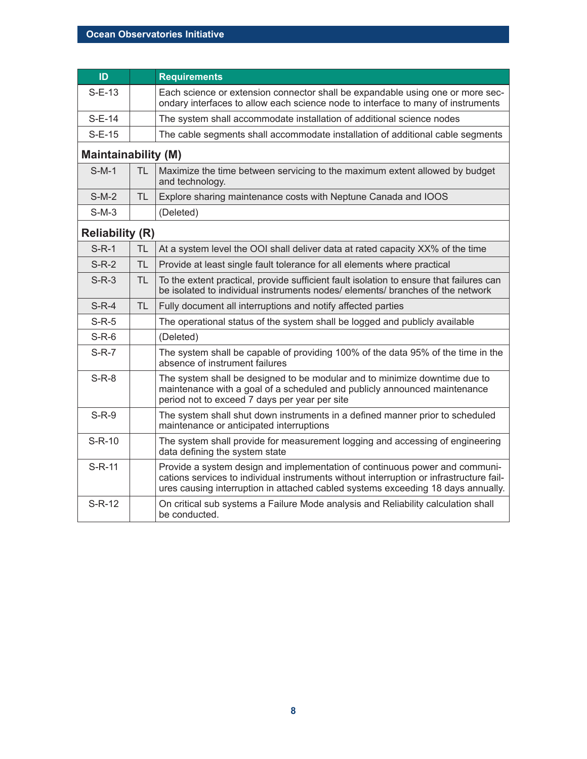| ID | | Requirements |
|---|---|---|
| S-E-13 | | Each science or extension connector shall be expandable using one or more secondary interfaces to allow each science node to interface to many of instruments |
| S-E-14 | | The system shall accommodate installation of additional science nodes |
| S-E-15 | | The cable segments shall accommodate installation of additional cable segments |
| **Maintainability (M)** | | |
| S-M-1 | TL | Maximize the time between servicing to the maximum extent allowed by budget and technology. |
| S-M-2 | TL | Explore sharing maintenance costs with Neptune Canada and IOOS |
| S-M-3 | | (Deleted) |
| **Reliability (R)** | | |
| S-R-1 | TL | At a system level the OOI shall deliver data at rated capacity XX% of the time |
| S-R-2 | TL | Provide at least single fault tolerance for all elements where practical |
| S-R-3 | TL | To the extent practical, provide sufficient fault isolation to ensure that failures can be isolated to individual instruments nodes/ elements/ branches of the network |
| S-R-4 | TL | Fully document all interruptions and notify affected parties |
| S-R-5 | | The operational status of the system shall be logged and publicly available |
| S-R-6 | | (Deleted) |
| S-R-7 | | The system shall be capable of providing 100% of the data 95% of the time in the absence of instrument failures |
| S-R-8 | | The system shall be designed to be modular and to minimize downtime due to maintenance with a goal of a scheduled and publicly announced maintenance period not to exceed 7 days per year per site |
| S-R-9 | | The system shall shut down instruments in a defined manner prior to scheduled maintenance or anticipated interruptions |
| S-R-10 | | The system shall provide for measurement logging and accessing of engineering data defining the system state |
| S-R-11 | | Provide a system design and implementation of continuous power and communications services to individual instruments without interruption or infrastructure failures causing interruption in attached cabled systems exceeding 18 days annually. |
| S-R-12 | | On critical sub systems a Failure Mode analysis and Reliability calculation shall be conducted. |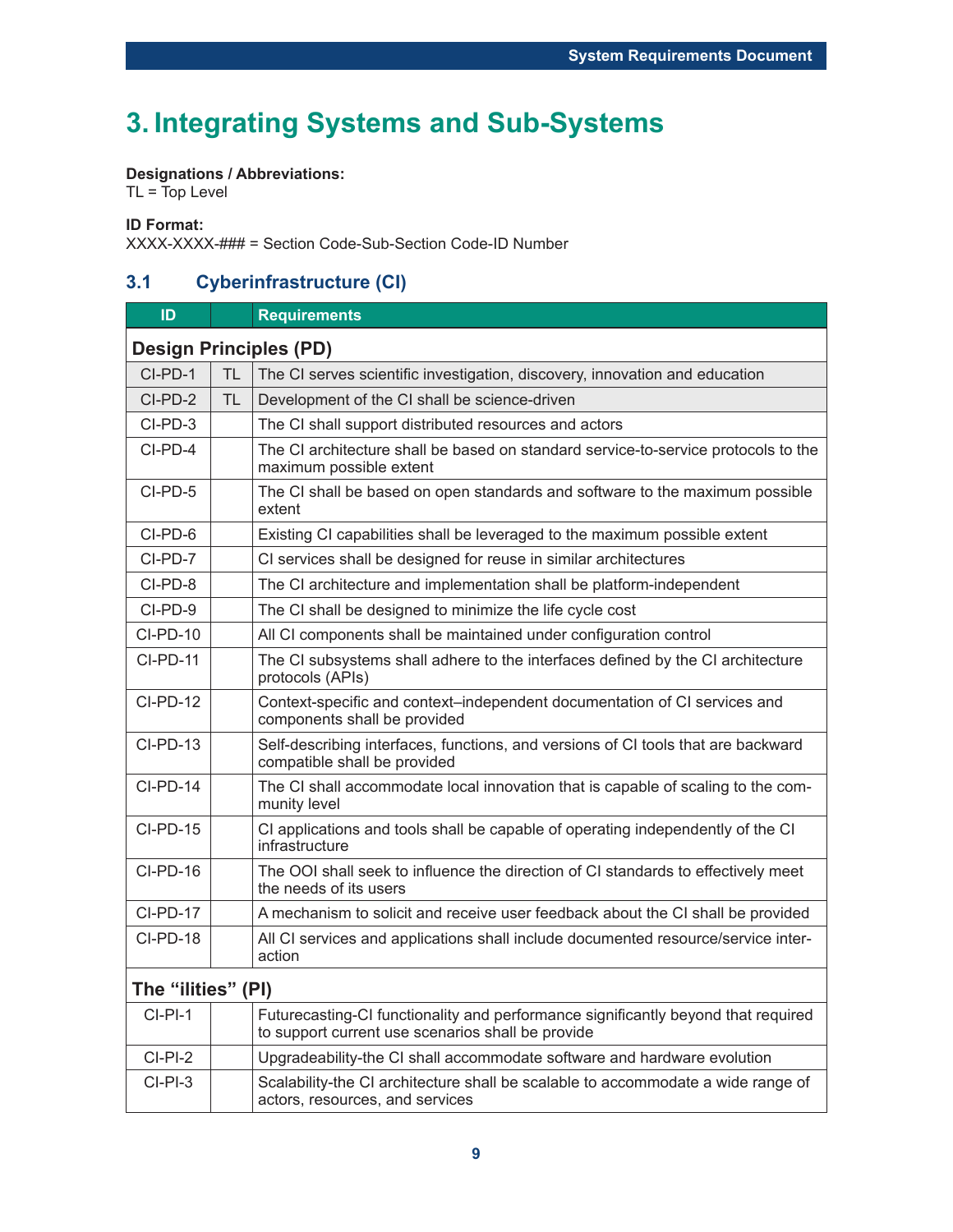# 3. Integrating Systems and Sub-Systems

**Designations / Abbreviations:**
TL = Top Level

**ID Format:**
XXXX-XXXX-### = Section Code-Sub-Section Code-ID Number

## 3.1 Cyberinfrastructure (CI)

| ID | | Requirements |
|---|---|---|
| **Design Principles (PD)** | | |
| CI-PD-1 | TL | The CI serves scientific investigation, discovery, innovation and education |
| CI-PD-2 | TL | Development of the CI shall be science-driven |
| CI-PD-3 | | The CI shall support distributed resources and actors |
| CI-PD-4 | | The CI architecture shall be based on standard service-to-service protocols to the maximum possible extent |
| CI-PD-5 | | The CI shall be based on open standards and software to the maximum possible extent |
| CI-PD-6 | | Existing CI capabilities shall be leveraged to the maximum possible extent |
| CI-PD-7 | | CI services shall be designed for reuse in similar architectures |
| CI-PD-8 | | The CI architecture and implementation shall be platform-independent |
| CI-PD-9 | | The CI shall be designed to minimize the life cycle cost |
| CI-PD-10 | | All CI components shall be maintained under configuration control |
| CI-PD-11 | | The CI subsystems shall adhere to the interfaces defined by the CI architecture protocols (APIs) |
| CI-PD-12 | | Context-specific and context–independent documentation of CI services and components shall be provided |
| CI-PD-13 | | Self-describing interfaces, functions, and versions of CI tools that are backward compatible shall be provided |
| CI-PD-14 | | The CI shall accommodate local innovation that is capable of scaling to the community level |
| CI-PD-15 | | CI applications and tools shall be capable of operating independently of the CI infrastructure |
| CI-PD-16 | | The OOI shall seek to influence the direction of CI standards to effectively meet the needs of its users |
| CI-PD-17 | | A mechanism to solicit and receive user feedback about the CI shall be provided |
| CI-PD-18 | | All CI services and applications shall include documented resource/service interaction |
| **The "ilities" (PI)** | | |
| CI-PI-1 | | Futurecasting-CI functionality and performance significantly beyond that required to support current use scenarios shall be provide |
| CI-PI-2 | | Upgradeability-the CI shall accommodate software and hardware evolution |
| CI-PI-3 | | Scalability-the CI architecture shall be scalable to accommodate a wide range of actors, resources, and services |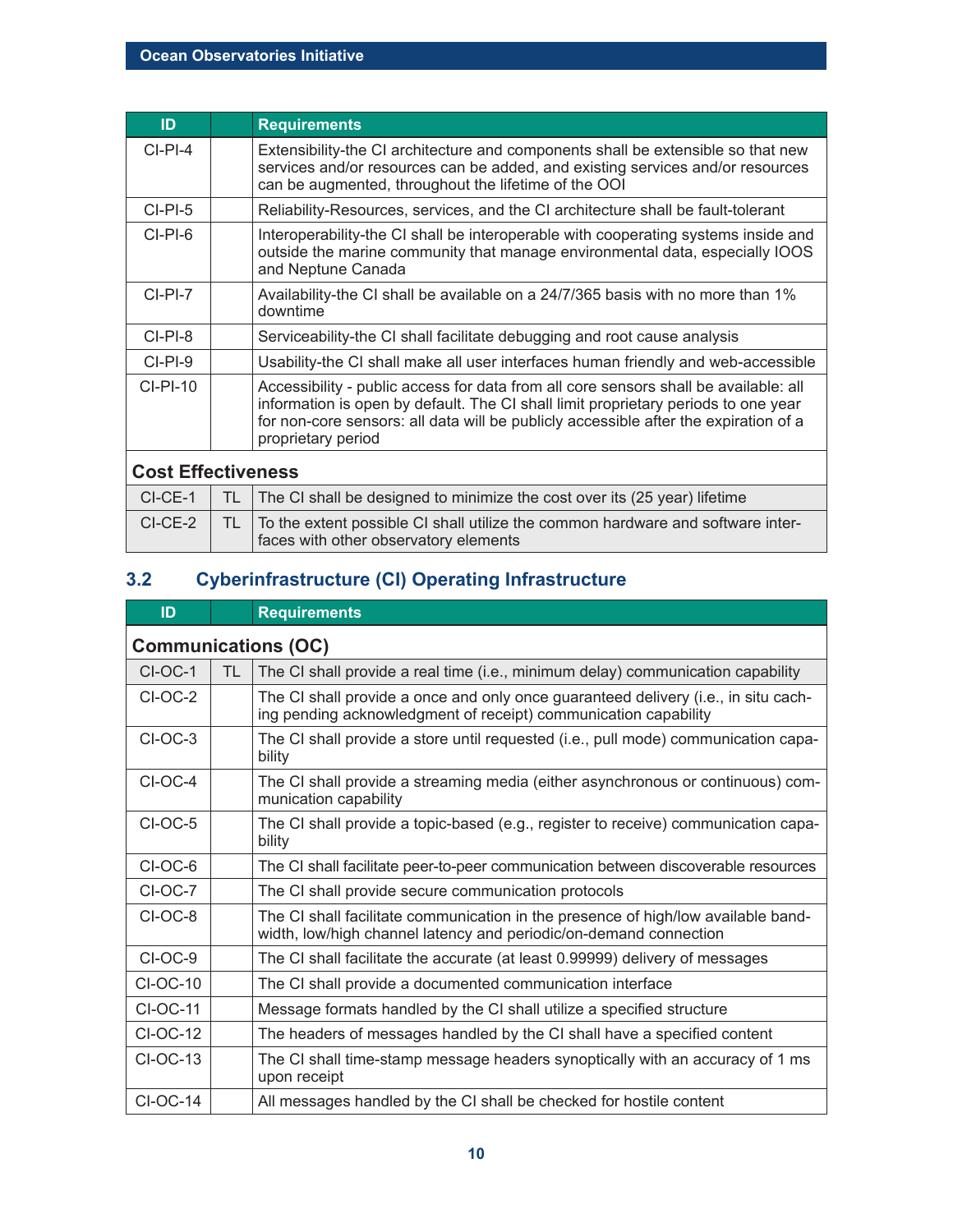| ID | | Requirements |
|---|---|---|
| CI-PI-4 | | Extensibility-the CI architecture and components shall be extensible so that new services and/or resources can be added, and existing services and/or resources can be augmented, throughout the lifetime of the OOI |
| CI-PI-5 | | Reliability-Resources, services, and the CI architecture shall be fault-tolerant |
| CI-PI-6 | | Interoperability-the CI shall be interoperable with cooperating systems inside and outside the marine community that manage environmental data, especially IOOS and Neptune Canada |
| CI-PI-7 | | Availability-the CI shall be available on a 24/7/365 basis with no more than 1% downtime |
| CI-PI-8 | | Serviceability-the CI shall facilitate debugging and root cause analysis |
| CI-PI-9 | | Usability-the CI shall make all user interfaces human friendly and web-accessible |
| CI-PI-10 | | Accessibility - public access for data from all core sensors shall be available: all information is open by default. The CI shall limit proprietary periods to one year for non-core sensors: all data will be publicly accessible after the expiration of a proprietary period |
| **Cost Effectiveness** | | |
| CI-CE-1 | TL | The CI shall be designed to minimize the cost over its (25 year) lifetime |
| CI-CE-2 | TL | To the extent possible CI shall utilize the common hardware and software interfaces with other observatory elements |

## 3.2 Cyberinfrastructure (CI) Operating Infrastructure

| ID | | Requirements |
|---|---|---|
| **Communications (OC)** | | |
| CI-OC-1 | TL | The CI shall provide a real time (i.e., minimum delay) communication capability |
| CI-OC-2 | | The CI shall provide a once and only once guaranteed delivery (i.e., in situ caching pending acknowledgment of receipt) communication capability |
| CI-OC-3 | | The CI shall provide a store until requested (i.e., pull mode) communication capability |
| CI-OC-4 | | The CI shall provide a streaming media (either asynchronous or continuous) communication capability |
| CI-OC-5 | | The CI shall provide a topic-based (e.g., register to receive) communication capability |
| CI-OC-6 | | The CI shall facilitate peer-to-peer communication between discoverable resources |
| CI-OC-7 | | The CI shall provide secure communication protocols |
| CI-OC-8 | | The CI shall facilitate communication in the presence of high/low available bandwidth, low/high channel latency and periodic/on-demand connection |
| CI-OC-9 | | The CI shall facilitate the accurate (at least 0.99999) delivery of messages |
| CI-OC-10 | | The CI shall provide a documented communication interface |
| CI-OC-11 | | Message formats handled by the CI shall utilize a specified structure |
| CI-OC-12 | | The headers of messages handled by the CI shall have a specified content |
| CI-OC-13 | | The CI shall time-stamp message headers synoptically with an accuracy of 1 ms upon receipt |
| CI-OC-14 | | All messages handled by the CI shall be checked for hostile content |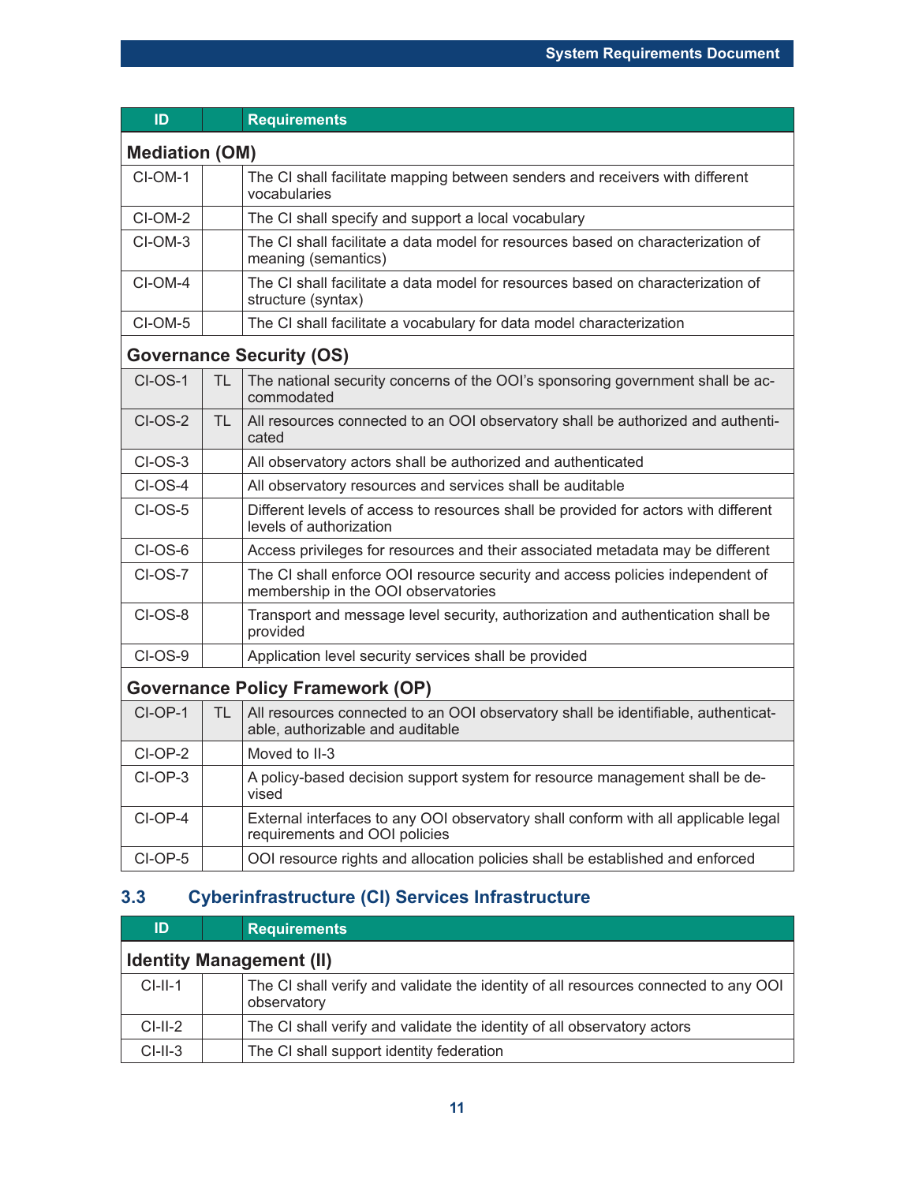| ID | | Requirements |
|---|---|---|
| **Mediation (OM)** | | |
| CI-OM-1 | | The CI shall facilitate mapping between senders and receivers with different vocabularies |
| CI-OM-2 | | The CI shall specify and support a local vocabulary |
| CI-OM-3 | | The CI shall facilitate a data model for resources based on characterization of meaning (semantics) |
| CI-OM-4 | | The CI shall facilitate a data model for resources based on characterization of structure (syntax) |
| CI-OM-5 | | The CI shall facilitate a vocabulary for data model characterization |
| **Governance Security (OS)** | | |
| CI-OS-1 | TL | The national security concerns of the OOI's sponsoring government shall be accommodated |
| CI-OS-2 | TL | All resources connected to an OOI observatory shall be authorized and authenticated |
| CI-OS-3 | | All observatory actors shall be authorized and authenticated |
| CI-OS-4 | | All observatory resources and services shall be auditable |
| CI-OS-5 | | Different levels of access to resources shall be provided for actors with different levels of authorization |
| CI-OS-6 | | Access privileges for resources and their associated metadata may be different |
| CI-OS-7 | | The CI shall enforce OOI resource security and access policies independent of membership in the OOI observatories |
| CI-OS-8 | | Transport and message level security, authorization and authentication shall be provided |
| CI-OS-9 | | Application level security services shall be provided |
| **Governance Policy Framework (OP)** | | |
| CI-OP-1 | TL | All resources connected to an OOI observatory shall be identifiable, authenticatable, authorizable and auditable |
| CI-OP-2 | | Moved to II-3 |
| CI-OP-3 | | A policy-based decision support system for resource management shall be devised |
| CI-OP-4 | | External interfaces to any OOI observatory shall conform with all applicable legal requirements and OOI policies |
| CI-OP-5 | | OOI resource rights and allocation policies shall be established and enforced |

## 3.3 Cyberinfrastructure (CI) Services Infrastructure

| ID | | Requirements |
|---|---|---|
| **Identity Management (II)** | | |
| CI-II-1 | | The CI shall verify and validate the identity of all resources connected to any OOI observatory |
| CI-II-2 | | The CI shall verify and validate the identity of all observatory actors |
| CI-II-3 | | The CI shall support identity federation |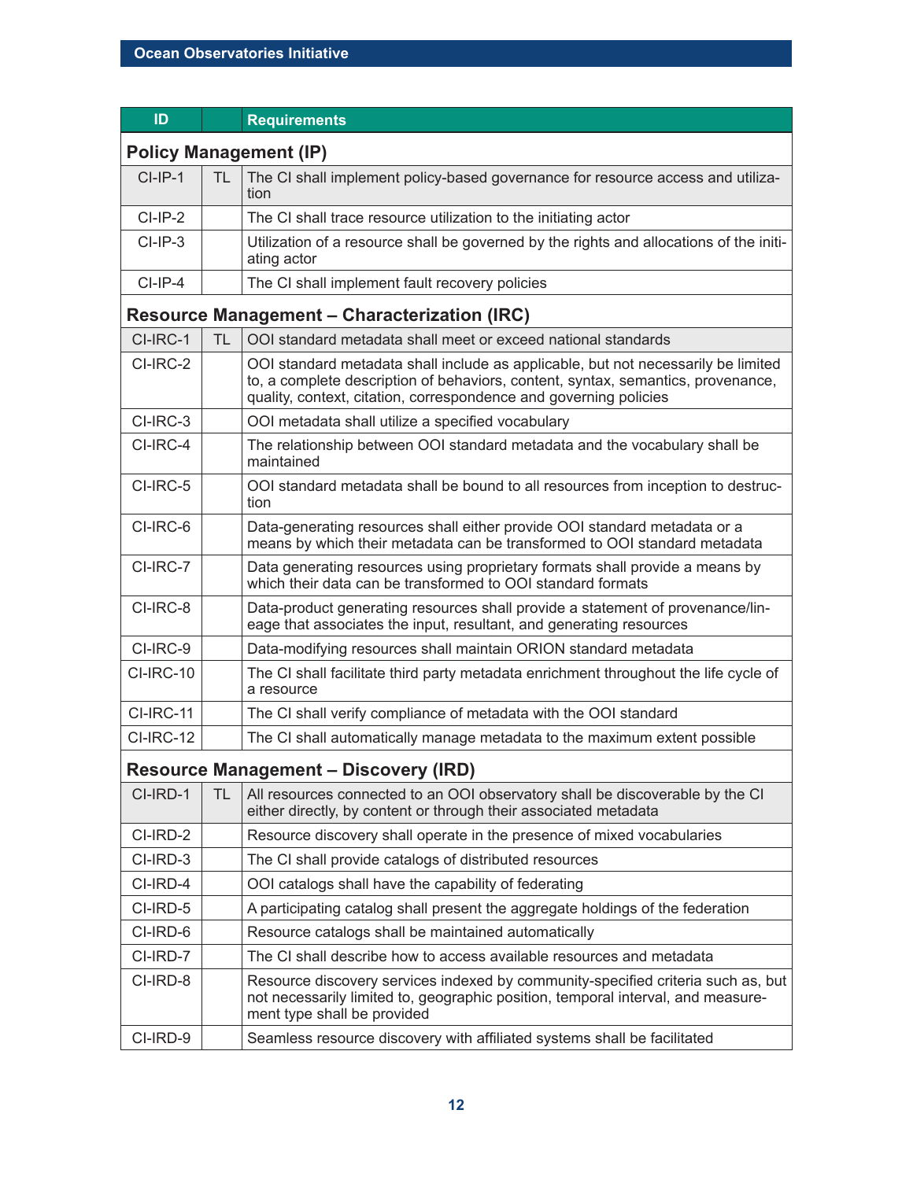| ID | | Requirements |
|---|---|---|
| **Policy Management (IP)** | | |
| CI-IP-1 | TL | The CI shall implement policy-based governance for resource access and utilization |
| CI-IP-2 | | The CI shall trace resource utilization to the initiating actor |
| CI-IP-3 | | Utilization of a resource shall be governed by the rights and allocations of the initiating actor |
| CI-IP-4 | | The CI shall implement fault recovery policies |
| **Resource Management – Characterization (IRC)** | | |
| CI-IRC-1 | TL | OOI standard metadata shall meet or exceed national standards |
| CI-IRC-2 | | OOI standard metadata shall include as applicable, but not necessarily be limited to, a complete description of behaviors, content, syntax, semantics, provenance, quality, context, citation, correspondence and governing policies |
| CI-IRC-3 | | OOI metadata shall utilize a specified vocabulary |
| CI-IRC-4 | | The relationship between OOI standard metadata and the vocabulary shall be maintained |
| CI-IRC-5 | | OOI standard metadata shall be bound to all resources from inception to destruction |
| CI-IRC-6 | | Data-generating resources shall either provide OOI standard metadata or a means by which their metadata can be transformed to OOI standard metadata |
| CI-IRC-7 | | Data generating resources using proprietary formats shall provide a means by which their data can be transformed to OOI standard formats |
| CI-IRC-8 | | Data-product generating resources shall provide a statement of provenance/lineage that associates the input, resultant, and generating resources |
| CI-IRC-9 | | Data-modifying resources shall maintain ORION standard metadata |
| CI-IRC-10 | | The CI shall facilitate third party metadata enrichment throughout the life cycle of a resource |
| CI-IRC-11 | | The CI shall verify compliance of metadata with the OOI standard |
| CI-IRC-12 | | The CI shall automatically manage metadata to the maximum extent possible |
| **Resource Management – Discovery (IRD)** | | |
| CI-IRD-1 | TL | All resources connected to an OOI observatory shall be discoverable by the CI either directly, by content or through their associated metadata |
| CI-IRD-2 | | Resource discovery shall operate in the presence of mixed vocabularies |
| CI-IRD-3 | | The CI shall provide catalogs of distributed resources |
| CI-IRD-4 | | OOI catalogs shall have the capability of federating |
| CI-IRD-5 | | A participating catalog shall present the aggregate holdings of the federation |
| CI-IRD-6 | | Resource catalogs shall be maintained automatically |
| CI-IRD-7 | | The CI shall describe how to access available resources and metadata |
| CI-IRD-8 | | Resource discovery services indexed by community-specified criteria such as, but not necessarily limited to, geographic position, temporal interval, and measurement type shall be provided |
| CI-IRD-9 | | Seamless resource discovery with affiliated systems shall be facilitated |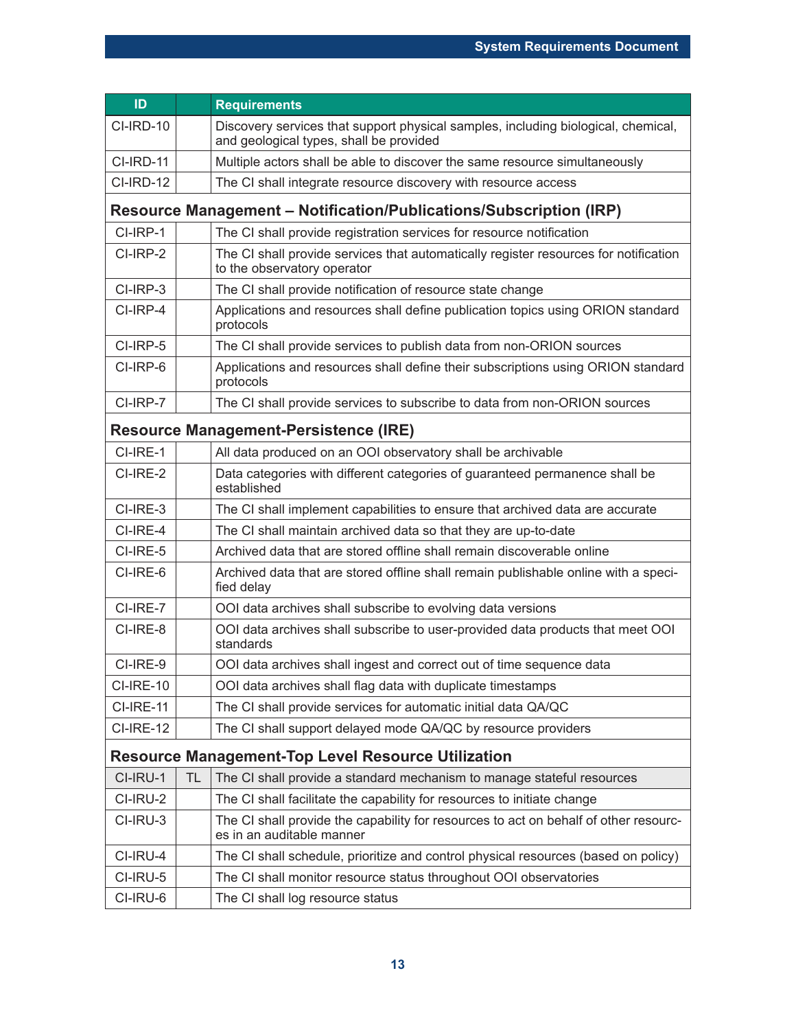| ID | | Requirements |
|---|---|---|
| CI-IRD-10 | | Discovery services that support physical samples, including biological, chemical, and geological types, shall be provided |
| CI-IRD-11 | | Multiple actors shall be able to discover the same resource simultaneously |
| CI-IRD-12 | | The CI shall integrate resource discovery with resource access |
| **Resource Management – Notification/Publications/Subscription (IRP)** | | |
| CI-IRP-1 | | The CI shall provide registration services for resource notification |
| CI-IRP-2 | | The CI shall provide services that automatically register resources for notification to the observatory operator |
| CI-IRP-3 | | The CI shall provide notification of resource state change |
| CI-IRP-4 | | Applications and resources shall define publication topics using ORION standard protocols |
| CI-IRP-5 | | The CI shall provide services to publish data from non-ORION sources |
| CI-IRP-6 | | Applications and resources shall define their subscriptions using ORION standard protocols |
| CI-IRP-7 | | The CI shall provide services to subscribe to data from non-ORION sources |
| **Resource Management-Persistence (IRE)** | | |
| CI-IRE-1 | | All data produced on an OOI observatory shall be archivable |
| CI-IRE-2 | | Data categories with different categories of guaranteed permanence shall be established |
| CI-IRE-3 | | The CI shall implement capabilities to ensure that archived data are accurate |
| CI-IRE-4 | | The CI shall maintain archived data so that they are up-to-date |
| CI-IRE-5 | | Archived data that are stored offline shall remain discoverable online |
| CI-IRE-6 | | Archived data that are stored offline shall remain publishable online with a specified delay |
| CI-IRE-7 | | OOI data archives shall subscribe to evolving data versions |
| CI-IRE-8 | | OOI data archives shall subscribe to user-provided data products that meet OOI standards |
| CI-IRE-9 | | OOI data archives shall ingest and correct out of time sequence data |
| CI-IRE-10 | | OOI data archives shall flag data with duplicate timestamps |
| CI-IRE-11 | | The CI shall provide services for automatic initial data QA/QC |
| CI-IRE-12 | | The CI shall support delayed mode QA/QC by resource providers |
| **Resource Management-Top Level Resource Utilization** | | |
| CI-IRU-1 | TL | The CI shall provide a standard mechanism to manage stateful resources |
| CI-IRU-2 | | The CI shall facilitate the capability for resources to initiate change |
| CI-IRU-3 | | The CI shall provide the capability for resources to act on behalf of other resources in an auditable manner |
| CI-IRU-4 | | The CI shall schedule, prioritize and control physical resources (based on policy) |
| CI-IRU-5 | | The CI shall monitor resource status throughout OOI observatories |
| CI-IRU-6 | | The CI shall log resource status |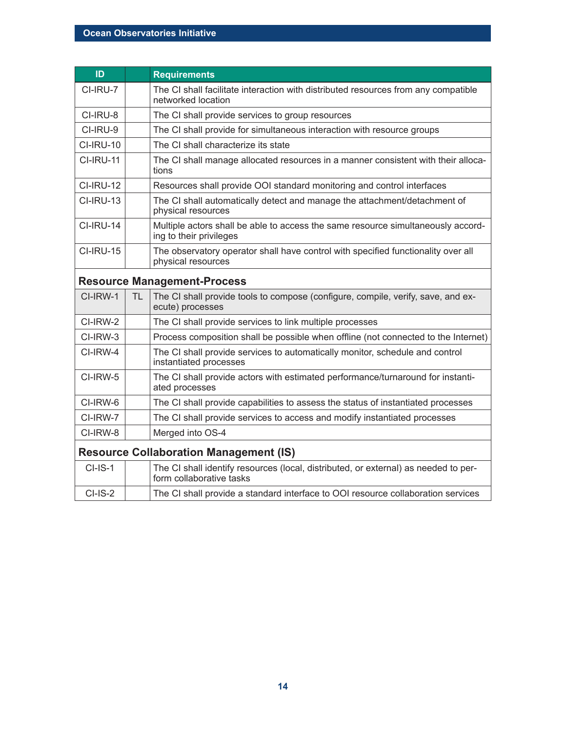| ID | | Requirements |
|---|---|---|
| CI-IRU-7 | | The CI shall facilitate interaction with distributed resources from any compatible networked location |
| CI-IRU-8 | | The CI shall provide services to group resources |
| CI-IRU-9 | | The CI shall provide for simultaneous interaction with resource groups |
| CI-IRU-10 | | The CI shall characterize its state |
| CI-IRU-11 | | The CI shall manage allocated resources in a manner consistent with their allocations |
| CI-IRU-12 | | Resources shall provide OOI standard monitoring and control interfaces |
| CI-IRU-13 | | The CI shall automatically detect and manage the attachment/detachment of physical resources |
| CI-IRU-14 | | Multiple actors shall be able to access the same resource simultaneously according to their privileges |
| CI-IRU-15 | | The observatory operator shall have control with specified functionality over all physical resources |
| **Resource Management-Process** | | |
| CI-IRW-1 | TL | The CI shall provide tools to compose (configure, compile, verify, save, and execute) processes |
| CI-IRW-2 | | The CI shall provide services to link multiple processes |
| CI-IRW-3 | | Process composition shall be possible when offline (not connected to the Internet) |
| CI-IRW-4 | | The CI shall provide services to automatically monitor, schedule and control instantiated processes |
| CI-IRW-5 | | The CI shall provide actors with estimated performance/turnaround for instantiated processes |
| CI-IRW-6 | | The CI shall provide capabilities to assess the status of instantiated processes |
| CI-IRW-7 | | The CI shall provide services to access and modify instantiated processes |
| CI-IRW-8 | | Merged into OS-4 |
| **Resource Collaboration Management (IS)** | | |
| CI-IS-1 | | The CI shall identify resources (local, distributed, or external) as needed to perform collaborative tasks |
| CI-IS-2 | | The CI shall provide a standard interface to OOI resource collaboration services |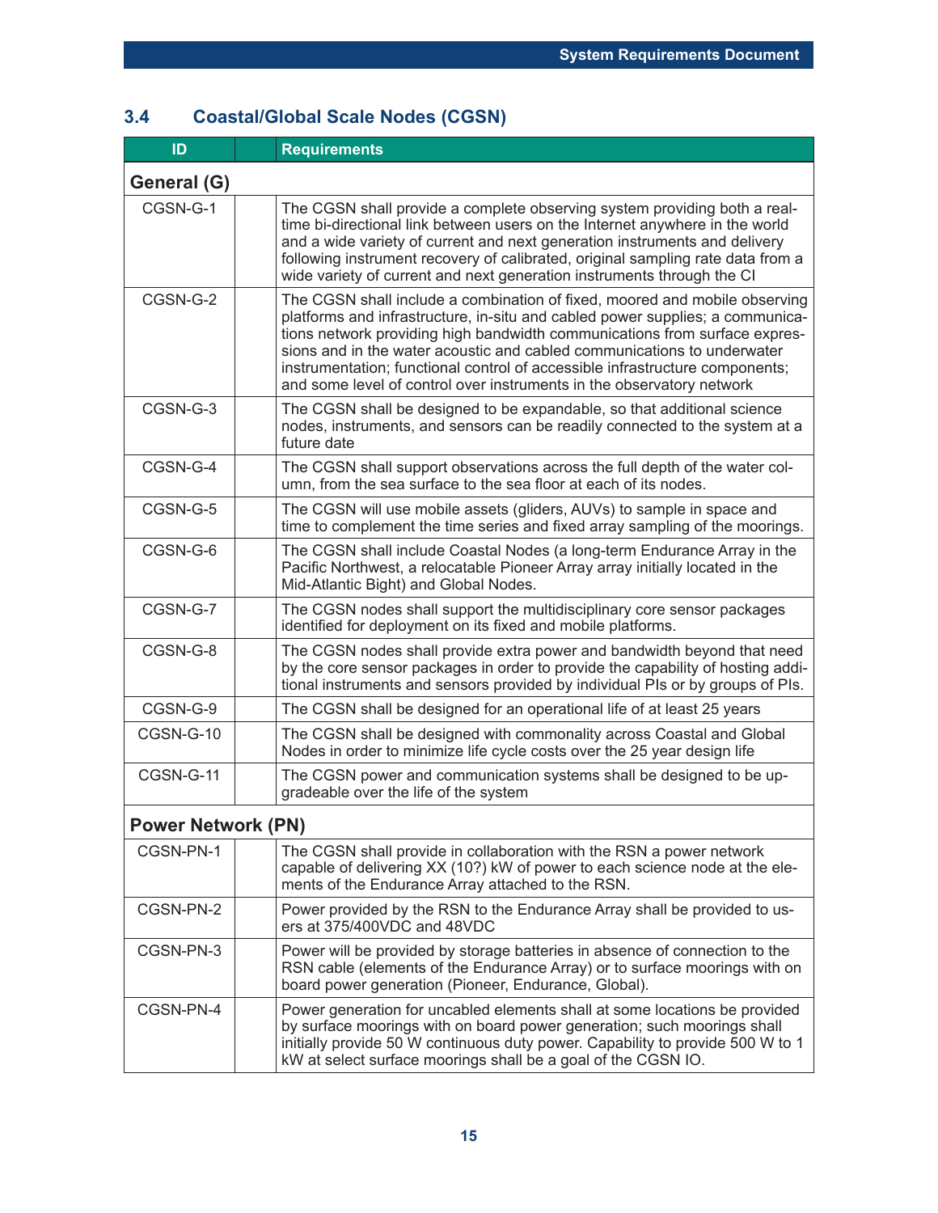## 3.4 Coastal/Global Scale Nodes (CGSN)

| ID | | Requirements |
|---|---|---|
| **General (G)** | | |
| CGSN-G-1 | | The CGSN shall provide a complete observing system providing both a real-time bi-directional link between users on the Internet anywhere in the world and a wide variety of current and next generation instruments and delivery following instrument recovery of calibrated, original sampling rate data from a wide variety of current and next generation instruments through the CI |
| CGSN-G-2 | | The CGSN shall include a combination of fixed, moored and mobile observing platforms and infrastructure, in-situ and cabled power supplies; a communications network providing high bandwidth communications from surface expressions and in the water acoustic and cabled communications to underwater instrumentation; functional control of accessible infrastructure components; and some level of control over instruments in the observatory network |
| CGSN-G-3 | | The CGSN shall be designed to be expandable, so that additional science nodes, instruments, and sensors can be readily connected to the system at a future date |
| CGSN-G-4 | | The CGSN shall support observations across the full depth of the water column, from the sea surface to the sea floor at each of its nodes. |
| CGSN-G-5 | | The CGSN will use mobile assets (gliders, AUVs) to sample in space and time to complement the time series and fixed array sampling of the moorings. |
| CGSN-G-6 | | The CGSN shall include Coastal Nodes (a long-term Endurance Array in the Pacific Northwest, a relocatable Pioneer Array array initially located in the Mid-Atlantic Bight) and Global Nodes. |
| CGSN-G-7 | | The CGSN nodes shall support the multidisciplinary core sensor packages identified for deployment on its fixed and mobile platforms. |
| CGSN-G-8 | | The CGSN nodes shall provide extra power and bandwidth beyond that need by the core sensor packages in order to provide the capability of hosting additional instruments and sensors provided by individual PIs or by groups of PIs. |
| CGSN-G-9 | | The CGSN shall be designed for an operational life of at least 25 years |
| CGSN-G-10 | | The CGSN shall be designed with commonality across Coastal and Global Nodes in order to minimize life cycle costs over the 25 year design life |
| CGSN-G-11 | | The CGSN power and communication systems shall be designed to be upgradeable over the life of the system |
| **Power Network (PN)** | | |
| CGSN-PN-1 | | The CGSN shall provide in collaboration with the RSN a power network capable of delivering XX (10?) kW of power to each science node at the elements of the Endurance Array attached to the RSN. |
| CGSN-PN-2 | | Power provided by the RSN to the Endurance Array shall be provided to users at 375/400VDC and 48VDC |
| CGSN-PN-3 | | Power will be provided by storage batteries in absence of connection to the RSN cable (elements of the Endurance Array) or to surface moorings with on board power generation (Pioneer, Endurance, Global). |
| CGSN-PN-4 | | Power generation for uncabled elements shall at some locations be provided by surface moorings with on board power generation; such moorings shall initially provide 50 W continuous duty power. Capability to provide 500 W to 1 kW at select surface moorings shall be a goal of the CGSN IO. |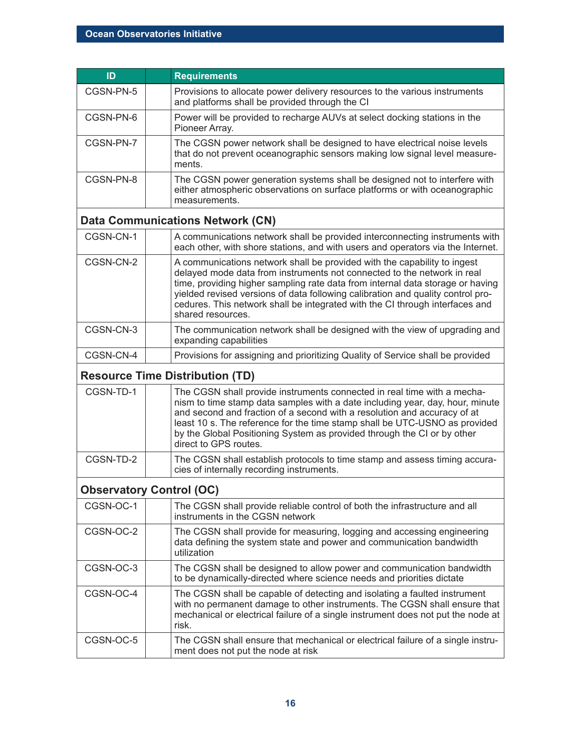| ID | | Requirements |
|---|---|---|
| CGSN-PN-5 | | Provisions to allocate power delivery resources to the various instruments and platforms shall be provided through the CI |
| CGSN-PN-6 | | Power will be provided to recharge AUVs at select docking stations in the Pioneer Array. |
| CGSN-PN-7 | | The CGSN power network shall be designed to have electrical noise levels that do not prevent oceanographic sensors making low signal level measurements. |
| CGSN-PN-8 | | The CGSN power generation systems shall be designed not to interfere with either atmospheric observations on surface platforms or with oceanographic measurements. |
| **Data Communications Network (CN)** | | |
| CGSN-CN-1 | | A communications network shall be provided interconnecting instruments with each other, with shore stations, and with users and operators via the Internet. |
| CGSN-CN-2 | | A communications network shall be provided with the capability to ingest delayed mode data from instruments not connected to the network in real time, providing higher sampling rate data from internal data storage or having yielded revised versions of data following calibration and quality control procedures. This network shall be integrated with the CI through interfaces and shared resources. |
| CGSN-CN-3 | | The communication network shall be designed with the view of upgrading and expanding capabilities |
| CGSN-CN-4 | | Provisions for assigning and prioritizing Quality of Service shall be provided |
| **Resource Time Distribution (TD)** | | |
| CGSN-TD-1 | | The CGSN shall provide instruments connected in real time with a mechanism to time stamp data samples with a date including year, day, hour, minute and second and fraction of a second with a resolution and accuracy of at least 10 s. The reference for the time stamp shall be UTC-USNO as provided by the Global Positioning System as provided through the CI or by other direct to GPS routes. |
| CGSN-TD-2 | | The CGSN shall establish protocols to time stamp and assess timing accuracies of internally recording instruments. |
| **Observatory Control (OC)** | | |
| CGSN-OC-1 | | The CGSN shall provide reliable control of both the infrastructure and all instruments in the CGSN network |
| CGSN-OC-2 | | The CGSN shall provide for measuring, logging and accessing engineering data defining the system state and power and communication bandwidth utilization |
| CGSN-OC-3 | | The CGSN shall be designed to allow power and communication bandwidth to be dynamically-directed where science needs and priorities dictate |
| CGSN-OC-4 | | The CGSN shall be capable of detecting and isolating a faulted instrument with no permanent damage to other instruments. The CGSN shall ensure that mechanical or electrical failure of a single instrument does not put the node at risk. |
| CGSN-OC-5 | | The CGSN shall ensure that mechanical or electrical failure of a single instrument does not put the node at risk |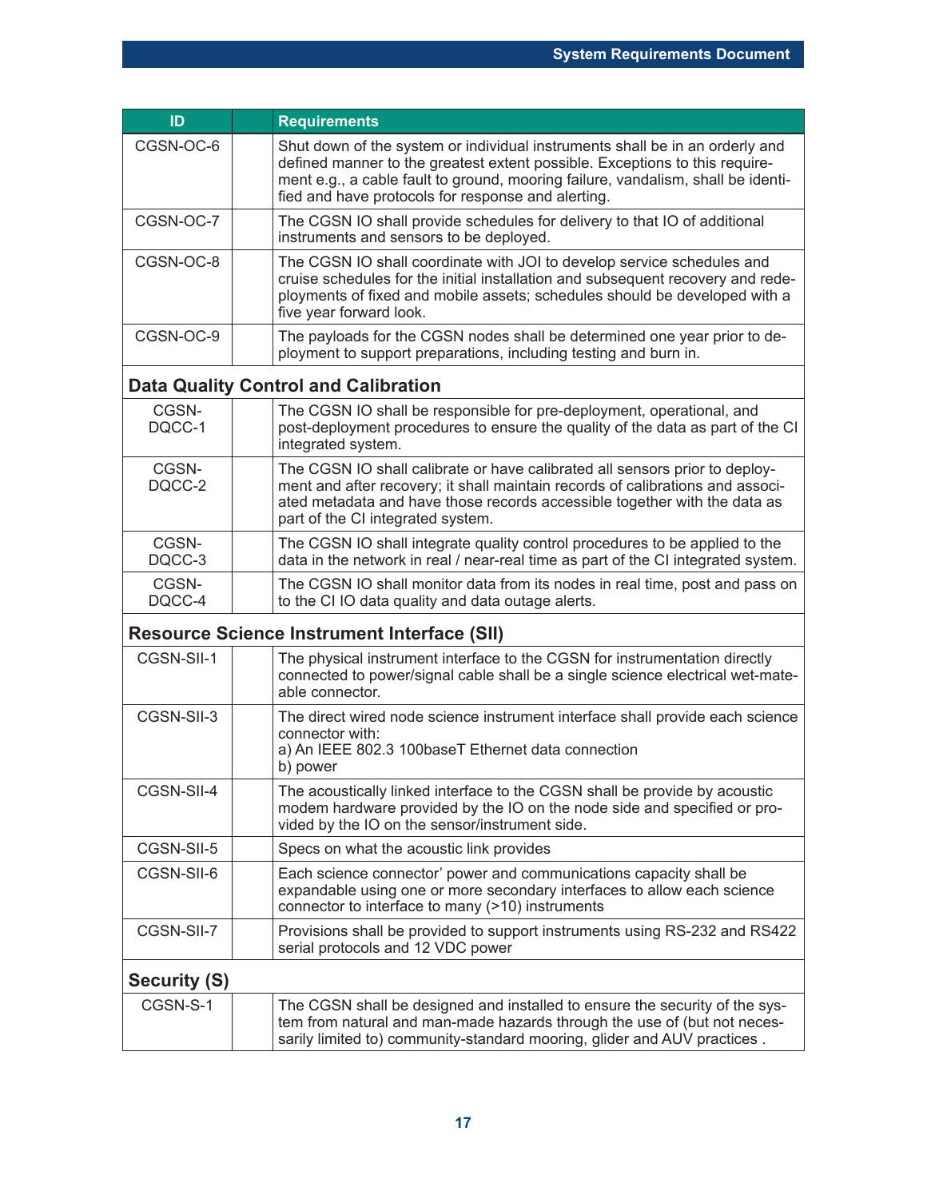| ID | | Requirements |
|---|---|---|
| CGSN-OC-6 | | Shut down of the system or individual instruments shall be in an orderly and defined manner to the greatest extent possible. Exceptions to this requirement e.g., a cable fault to ground, mooring failure, vandalism, shall be identified and have protocols for response and alerting. |
| CGSN-OC-7 | | The CGSN IO shall provide schedules for delivery to that IO of additional instruments and sensors to be deployed. |
| CGSN-OC-8 | | The CGSN IO shall coordinate with JOI to develop service schedules and cruise schedules for the initial installation and subsequent recovery and redeployments of fixed and mobile assets; schedules should be developed with a five year forward look. |
| CGSN-OC-9 | | The payloads for the CGSN nodes shall be determined one year prior to deployment to support preparations, including testing and burn in. |
| **Data Quality Control and Calibration** | | |
| CGSN-DQCC-1 | | The CGSN IO shall be responsible for pre-deployment, operational, and post-deployment procedures to ensure the quality of the data as part of the CI integrated system. |
| CGSN-DQCC-2 | | The CGSN IO shall calibrate or have calibrated all sensors prior to deployment and after recovery; it shall maintain records of calibrations and associated metadata and have those records accessible together with the data as part of the CI integrated system. |
| CGSN-DQCC-3 | | The CGSN IO shall integrate quality control procedures to be applied to the data in the network in real / near-real time as part of the CI integrated system. |
| CGSN-DQCC-4 | | The CGSN IO shall monitor data from its nodes in real time, post and pass on to the CI IO data quality and data outage alerts. |
| **Resource Science Instrument Interface (SII)** | | |
| CGSN-SII-1 | | The physical instrument interface to the CGSN for instrumentation directly connected to power/signal cable shall be a single science electrical wet-mateable connector. |
| CGSN-SII-3 | | The direct wired node science instrument interface shall provide each science connector with:<br>a) An IEEE 802.3 100baseT Ethernet data connection<br>b) power |
| CGSN-SII-4 | | The acoustically linked interface to the CGSN shall be provide by acoustic modem hardware provided by the IO on the node side and specified or provided by the IO on the sensor/instrument side. |
| CGSN-SII-5 | | Specs on what the acoustic link provides |
| CGSN-SII-6 | | Each science connector' power and communications capacity shall be expandable using one or more secondary interfaces to allow each science connector to interface to many (>10) instruments |
| CGSN-SII-7 | | Provisions shall be provided to support instruments using RS-232 and RS422 serial protocols and 12 VDC power |
| **Security (S)** | | |
| CGSN-S-1 | | The CGSN shall be designed and installed to ensure the security of the system from natural and man-made hazards through the use of (but not necessarily limited to) community-standard mooring, glider and AUV practices . |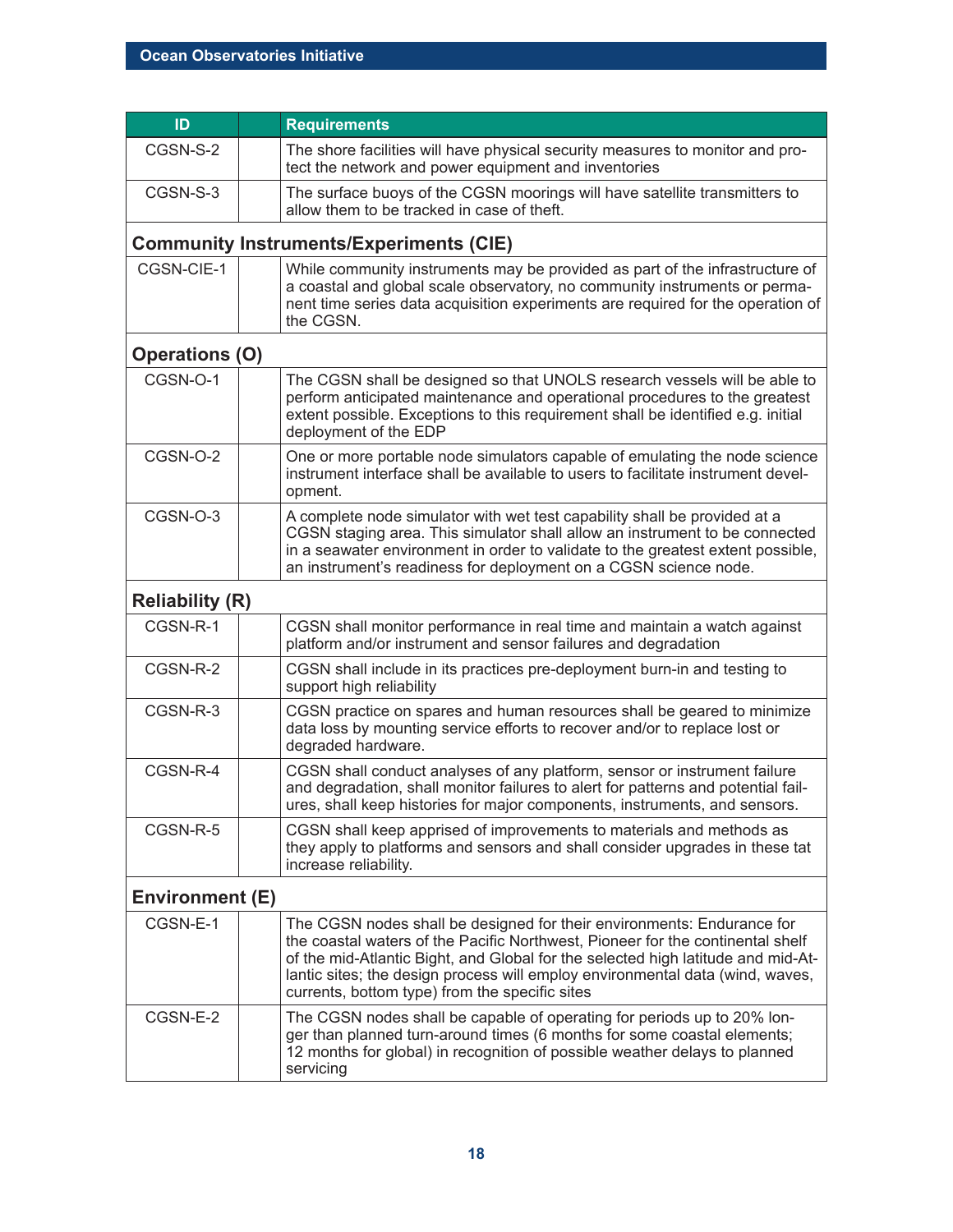| ID | | Requirements |
|---|---|---|
| CGSN-S-2 | | The shore facilities will have physical security measures to monitor and protect the network and power equipment and inventories |
| CGSN-S-3 | | The surface buoys of the CGSN moorings will have satellite transmitters to allow them to be tracked in case of theft. |
| **Community Instruments/Experiments (CIE)** | | |
| CGSN-CIE-1 | | While community instruments may be provided as part of the infrastructure of a coastal and global scale observatory, no community instruments or permanent time series data acquisition experiments are required for the operation of the CGSN. |
| **Operations (O)** | | |
| CGSN-O-1 | | The CGSN shall be designed so that UNOLS research vessels will be able to perform anticipated maintenance and operational procedures to the greatest extent possible. Exceptions to this requirement shall be identified e.g. initial deployment of the EDP |
| CGSN-O-2 | | One or more portable node simulators capable of emulating the node science instrument interface shall be available to users to facilitate instrument development. |
| CGSN-O-3 | | A complete node simulator with wet test capability shall be provided at a CGSN staging area. This simulator shall allow an instrument to be connected in a seawater environment in order to validate to the greatest extent possible, an instrument's readiness for deployment on a CGSN science node. |
| **Reliability (R)** | | |
| CGSN-R-1 | | CGSN shall monitor performance in real time and maintain a watch against platform and/or instrument and sensor failures and degradation |
| CGSN-R-2 | | CGSN shall include in its practices pre-deployment burn-in and testing to support high reliability |
| CGSN-R-3 | | CGSN practice on spares and human resources shall be geared to minimize data loss by mounting service efforts to recover and/or to replace lost or degraded hardware. |
| CGSN-R-4 | | CGSN shall conduct analyses of any platform, sensor or instrument failure and degradation, shall monitor failures to alert for patterns and potential failures, shall keep histories for major components, instruments, and sensors. |
| CGSN-R-5 | | CGSN shall keep apprised of improvements to materials and methods as they apply to platforms and sensors and shall consider upgrades in these tat increase reliability. |
| **Environment (E)** | | |
| CGSN-E-1 | | The CGSN nodes shall be designed for their environments: Endurance for the coastal waters of the Pacific Northwest, Pioneer for the continental shelf of the mid-Atlantic Bight, and Global for the selected high latitude and mid-Atlantic sites; the design process will employ environmental data (wind, waves, currents, bottom type) from the specific sites |
| CGSN-E-2 | | The CGSN nodes shall be capable of operating for periods up to 20% longer than planned turn-around times (6 months for some coastal elements; 12 months for global) in recognition of possible weather delays to planned servicing |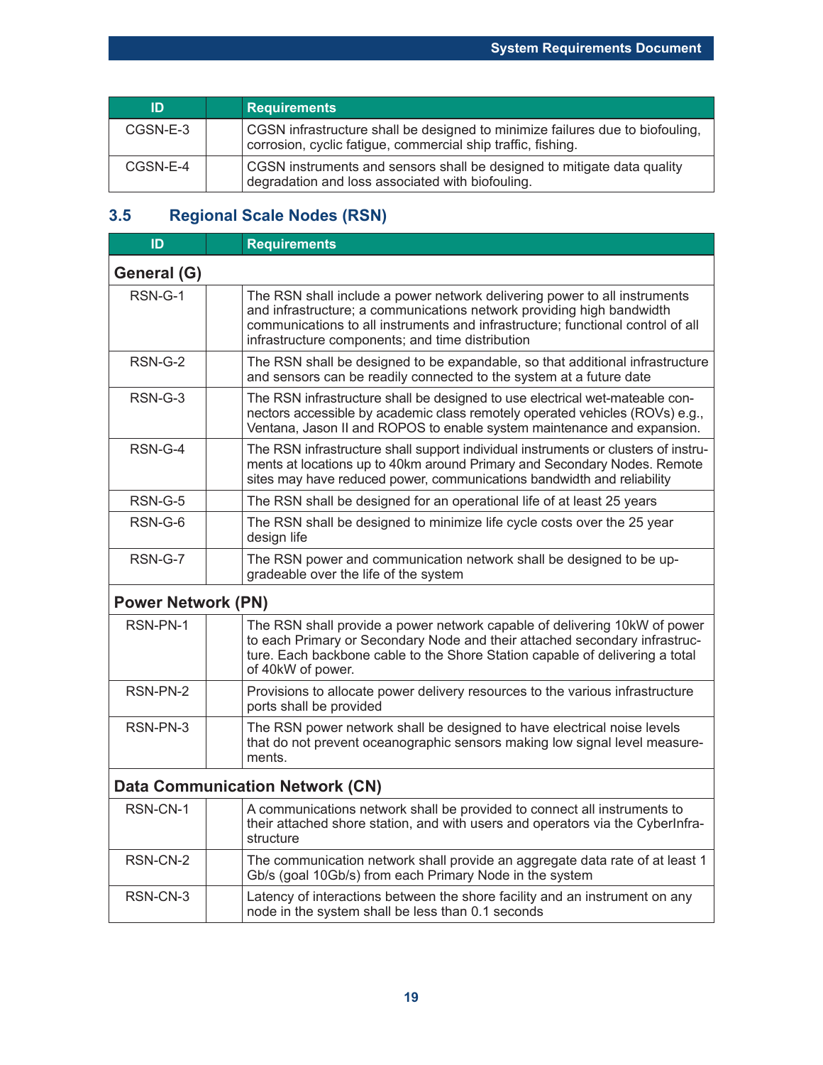| ID | | Requirements |
|---|---|---|
| CGSN-E-3 | | CGSN infrastructure shall be designed to minimize failures due to biofouling, corrosion, cyclic fatigue, commercial ship traffic, fishing. |
| CGSN-E-4 | | CGSN instruments and sensors shall be designed to mitigate data quality degradation and loss associated with biofouling. |

## 3.5 Regional Scale Nodes (RSN)

| ID | | Requirements |
|---|---|---|
| **General (G)** | | |
| RSN-G-1 | | The RSN shall include a power network delivering power to all instruments and infrastructure; a communications network providing high bandwidth communications to all instruments and infrastructure; functional control of all infrastructure components; and time distribution |
| RSN-G-2 | | The RSN shall be designed to be expandable, so that additional infrastructure and sensors can be readily connected to the system at a future date |
| RSN-G-3 | | The RSN infrastructure shall be designed to use electrical wet-mateable connectors accessible by academic class remotely operated vehicles (ROVs) e.g., Ventana, Jason II and ROPOS to enable system maintenance and expansion. |
| RSN-G-4 | | The RSN infrastructure shall support individual instruments or clusters of instruments at locations up to 40km around Primary and Secondary Nodes. Remote sites may have reduced power, communications bandwidth and reliability |
| RSN-G-5 | | The RSN shall be designed for an operational life of at least 25 years |
| RSN-G-6 | | The RSN shall be designed to minimize life cycle costs over the 25 year design life |
| RSN-G-7 | | The RSN power and communication network shall be designed to be upgradeable over the life of the system |
| **Power Network (PN)** | | |
| RSN-PN-1 | | The RSN shall provide a power network capable of delivering 10kW of power to each Primary or Secondary Node and their attached secondary infrastructure. Each backbone cable to the Shore Station capable of delivering a total of 40kW of power. |
| RSN-PN-2 | | Provisions to allocate power delivery resources to the various infrastructure ports shall be provided |
| RSN-PN-3 | | The RSN power network shall be designed to have electrical noise levels that do not prevent oceanographic sensors making low signal level measurements. |
| **Data Communication Network (CN)** | | |
| RSN-CN-1 | | A communications network shall be provided to connect all instruments to their attached shore station, and with users and operators via the CyberInfrastructure |
| RSN-CN-2 | | The communication network shall provide an aggregate data rate of at least 1 Gb/s (goal 10Gb/s) from each Primary Node in the system |
| RSN-CN-3 | | Latency of interactions between the shore facility and an instrument on any node in the system shall be less than 0.1 seconds |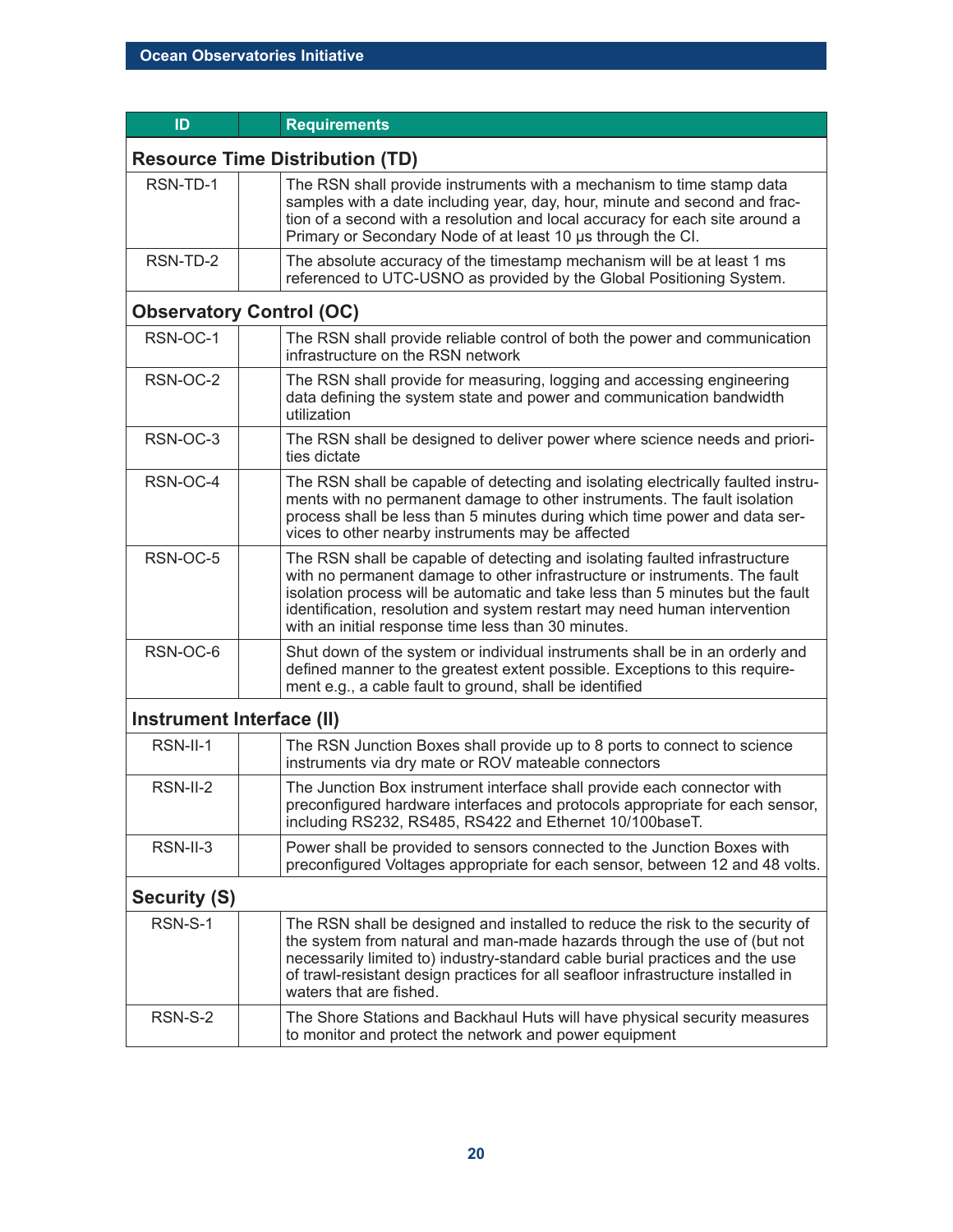| ID | | Requirements |
|---|---|---|
| **Resource Time Distribution (TD)** | | |
| RSN-TD-1 | | The RSN shall provide instruments with a mechanism to time stamp data samples with a date including year, day, hour, minute and second and fraction of a second with a resolution and local accuracy for each site around a Primary or Secondary Node of at least 10 µs through the CI. |
| RSN-TD-2 | | The absolute accuracy of the timestamp mechanism will be at least 1 ms referenced to UTC-USNO as provided by the Global Positioning System. |
| **Observatory Control (OC)** | | |
| RSN-OC-1 | | The RSN shall provide reliable control of both the power and communication infrastructure on the RSN network |
| RSN-OC-2 | | The RSN shall provide for measuring, logging and accessing engineering data defining the system state and power and communication bandwidth utilization |
| RSN-OC-3 | | The RSN shall be designed to deliver power where science needs and priorities dictate |
| RSN-OC-4 | | The RSN shall be capable of detecting and isolating electrically faulted instruments with no permanent damage to other instruments. The fault isolation process shall be less than 5 minutes during which time power and data services to other nearby instruments may be affected |
| RSN-OC-5 | | The RSN shall be capable of detecting and isolating faulted infrastructure with no permanent damage to other infrastructure or instruments. The fault isolation process will be automatic and take less than 5 minutes but the fault identification, resolution and system restart may need human intervention with an initial response time less than 30 minutes. |
| RSN-OC-6 | | Shut down of the system or individual instruments shall be in an orderly and defined manner to the greatest extent possible. Exceptions to this requirement e.g., a cable fault to ground, shall be identified |
| **Instrument Interface (II)** | | |
| RSN-II-1 | | The RSN Junction Boxes shall provide up to 8 ports to connect to science instruments via dry mate or ROV mateable connectors |
| RSN-II-2 | | The Junction Box instrument interface shall provide each connector with preconfigured hardware interfaces and protocols appropriate for each sensor, including RS232, RS485, RS422 and Ethernet 10/100baseT. |
| RSN-II-3 | | Power shall be provided to sensors connected to the Junction Boxes with preconfigured Voltages appropriate for each sensor, between 12 and 48 volts. |
| **Security (S)** | | |
| RSN-S-1 | | The RSN shall be designed and installed to reduce the risk to the security of the system from natural and man-made hazards through the use of (but not necessarily limited to) industry-standard cable burial practices and the use of trawl-resistant design practices for all seafloor infrastructure installed in waters that are fished. |
| RSN-S-2 | | The Shore Stations and Backhaul Huts will have physical security measures to monitor and protect the network and power equipment |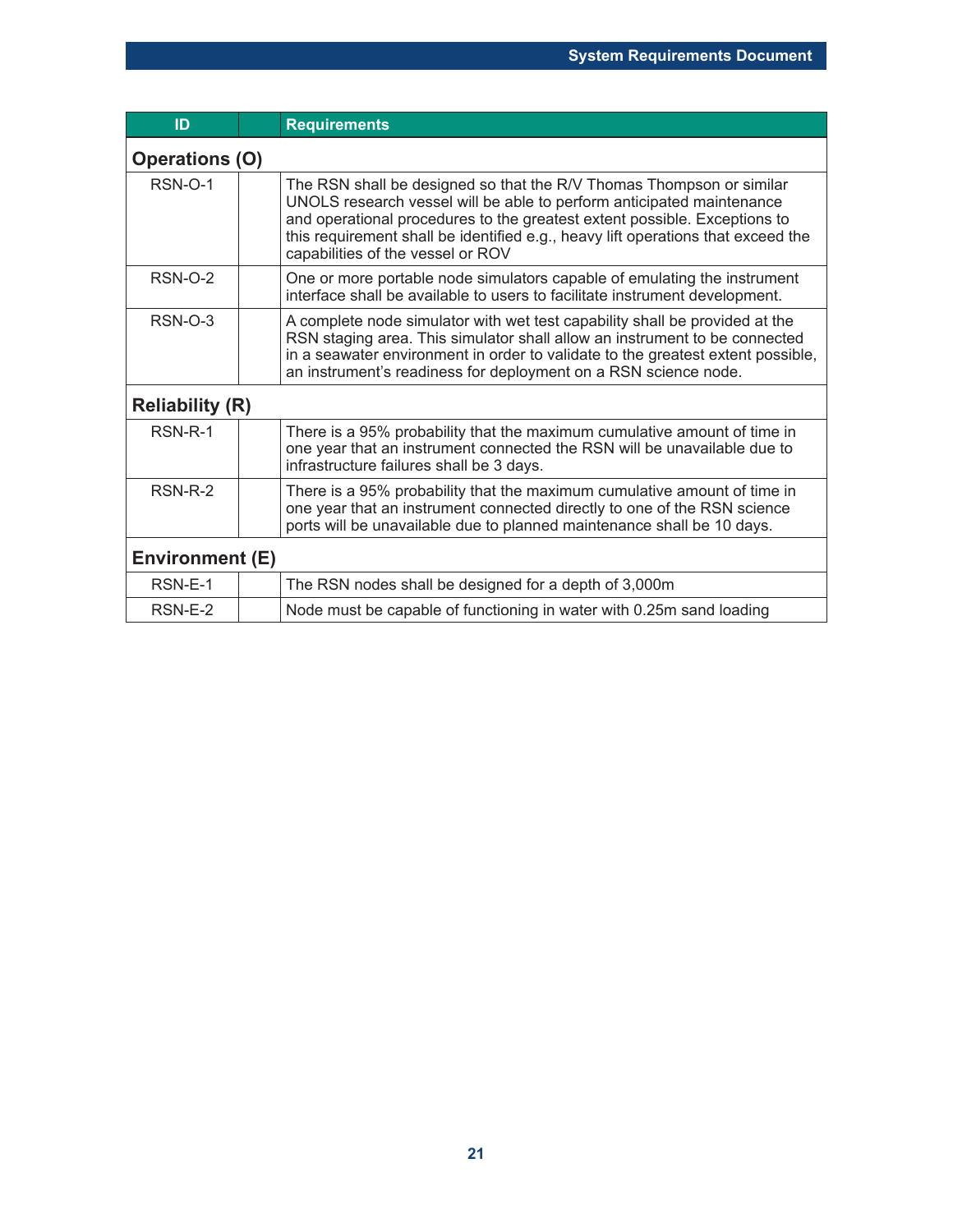| ID | | Requirements |
|---|---|---|
| **Operations (O)** | | |
| RSN-O-1 | | The RSN shall be designed so that the R/V Thomas Thompson or similar UNOLS research vessel will be able to perform anticipated maintenance and operational procedures to the greatest extent possible. Exceptions to this requirement shall be identified e.g., heavy lift operations that exceed the capabilities of the vessel or ROV |
| RSN-O-2 | | One or more portable node simulators capable of emulating the instrument interface shall be available to users to facilitate instrument development. |
| RSN-O-3 | | A complete node simulator with wet test capability shall be provided at the RSN staging area. This simulator shall allow an instrument to be connected in a seawater environment in order to validate to the greatest extent possible, an instrument's readiness for deployment on a RSN science node. |
| **Reliability (R)** | | |
| RSN-R-1 | | There is a 95% probability that the maximum cumulative amount of time in one year that an instrument connected the RSN will be unavailable due to infrastructure failures shall be 3 days. |
| RSN-R-2 | | There is a 95% probability that the maximum cumulative amount of time in one year that an instrument connected directly to one of the RSN science ports will be unavailable due to planned maintenance shall be 10 days. |
| **Environment (E)** | | |
| RSN-E-1 | | The RSN nodes shall be designed for a depth of 3,000m |
| RSN-E-2 | | Node must be capable of functioning in water with 0.25m sand loading |